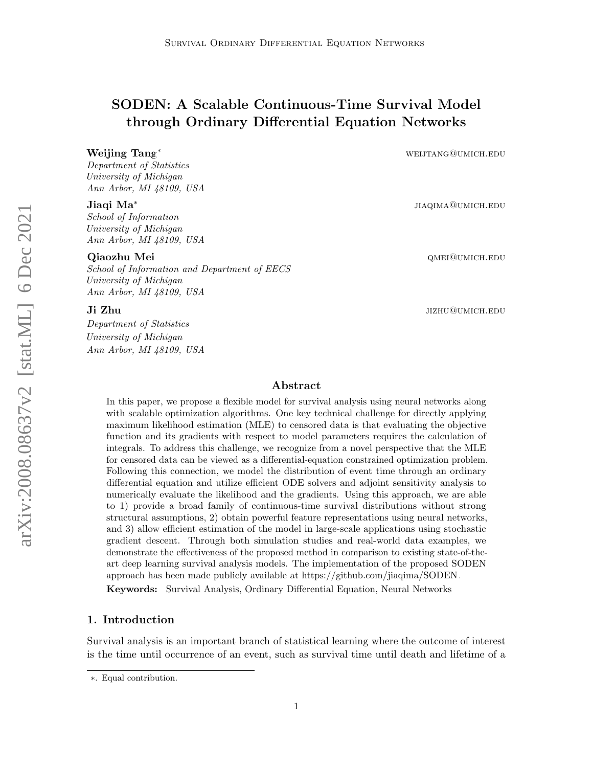# SODEN: A Scalable Continuous-Time Survival Model through Ordinary Differential Equation Networks

**Weijing Tang**[*] weijtang@umich.edu
*Department of Statistics*
*University of Michigan*
*Ann Arbor, MI 48109, USA*

**Jiaqi Ma**[*] jiaqima@umich.edu
*School of Information*
*University of Michigan*
*Ann Arbor, MI 48109, USA*

**Qiaozhu Mei** qmei@umich.edu
*School of Information and Department of EECS*
*University of Michigan*
*Ann Arbor, MI 48109, USA*

**Ji Zhu** jizhu@umich.edu
*Department of Statistics*
*University of Michigan*
*Ann Arbor, MI 48109, USA*

## Abstract

In this paper, we propose a flexible model for survival analysis using neural networks along with scalable optimization algorithms. One key technical challenge for directly applying maximum likelihood estimation (MLE) to censored data is that evaluating the objective function and its gradients with respect to model parameters requires the calculation of integrals. To address this challenge, we recognize from a novel perspective that the MLE for censored data can be viewed as a differential-equation constrained optimization problem. Following this connection, we model the distribution of event time through an ordinary differential equation and utilize efficient ODE solvers and adjoint sensitivity analysis to numerically evaluate the likelihood and the gradients. Using this approach, we are able to 1) provide a broad family of continuous-time survival distributions without strong structural assumptions, 2) obtain powerful feature representations using neural networks, and 3) allow efficient estimation of the model in large-scale applications using stochastic gradient descent. Through both simulation studies and real-world data examples, we demonstrate the effectiveness of the proposed method in comparison to existing state-of-the-art deep learning survival analysis models. The implementation of the proposed SODEN approach has been made publicly available at https://github.com/jiaqima/SODEN.

**Keywords:** Survival Analysis, Ordinary Differential Equation, Neural Networks

## 1. Introduction

Survival analysis is an important branch of statistical learning where the outcome of interest is the time until occurrence of an event, such as survival time until death and lifetime of a

[*]. Equal contribution.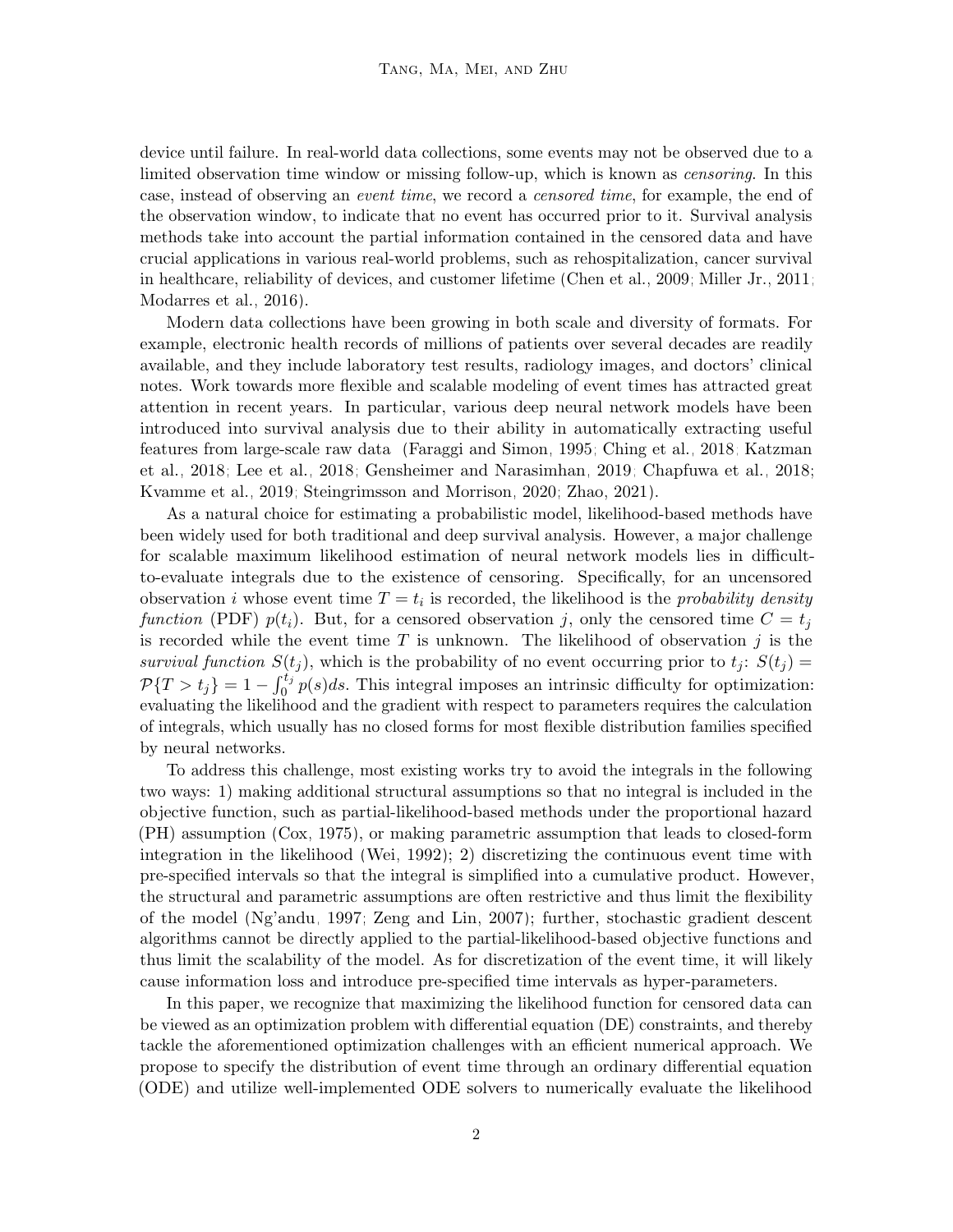device until failure. In real-world data collections, some events may not be observed due to a limited observation time window or missing follow-up, which is known as *censoring*. In this case, instead of observing an *event time*, we record a *censored time*, for example, the end of the observation window, to indicate that no event has occurred prior to it. Survival analysis methods take into account the partial information contained in the censored data and have crucial applications in various real-world problems, such as rehospitalization, cancer survival in healthcare, reliability of devices, and customer lifetime (Chen et al., 2009; Miller Jr., 2011; Modarres et al., 2016).

Modern data collections have been growing in both scale and diversity of formats. For example, electronic health records of millions of patients over several decades are readily available, and they include laboratory test results, radiology images, and doctors' clinical notes. Work towards more flexible and scalable modeling of event times has attracted great attention in recent years. In particular, various deep neural network models have been introduced into survival analysis due to their ability in automatically extracting useful features from large-scale raw data (Faraggi and Simon, 1995; Ching et al., 2018; Katzman et al., 2018; Lee et al., 2018; Gensheimer and Narasimhan, 2019; Chapfuwa et al., 2018; Kvamme et al., 2019; Steingrimsson and Morrison, 2020; Zhao, 2021).

As a natural choice for estimating a probabilistic model, likelihood-based methods have been widely used for both traditional and deep survival analysis. However, a major challenge for scalable maximum likelihood estimation of neural network models lies in difficult-to-evaluate integrals due to the existence of censoring. Specifically, for an uncensored observation $i$ whose event time $T = t_i$ is recorded, the likelihood is the *probability density function* (PDF) $p(t_i)$. But, for a censored observation $j$, only the censored time $C = t_j$ is recorded while the event time $T$ is unknown. The likelihood of observation $j$ is the *survival function* $S(t_j)$, which is the probability of no event occurring prior to $t_j$: $S(t_j) = \mathcal{P}\{T > t_j\} = 1 - \int_0^{t_j} p(s)ds$. This integral imposes an intrinsic difficulty for optimization: evaluating the likelihood and the gradient with respect to parameters requires the calculation of integrals, which usually has no closed forms for most flexible distribution families specified by neural networks.

To address this challenge, most existing works try to avoid the integrals in the following two ways: 1) making additional structural assumptions so that no integral is included in the objective function, such as partial-likelihood-based methods under the proportional hazard (PH) assumption (Cox, 1975), or making parametric assumption that leads to closed-form integration in the likelihood (Wei, 1992); 2) discretizing the continuous event time with pre-specified intervals so that the integral is simplified into a cumulative product. However, the structural and parametric assumptions are often restrictive and thus limit the flexibility of the model (Ng'andu, 1997; Zeng and Lin, 2007); further, stochastic gradient descent algorithms cannot be directly applied to the partial-likelihood-based objective functions and thus limit the scalability of the model. As for discretization of the event time, it will likely cause information loss and introduce pre-specified time intervals as hyper-parameters.

In this paper, we recognize that maximizing the likelihood function for censored data can be viewed as an optimization problem with differential equation (DE) constraints, and thereby tackle the aforementioned optimization challenges with an efficient numerical approach. We propose to specify the distribution of event time through an ordinary differential equation (ODE) and utilize well-implemented ODE solvers to numerically evaluate the likelihood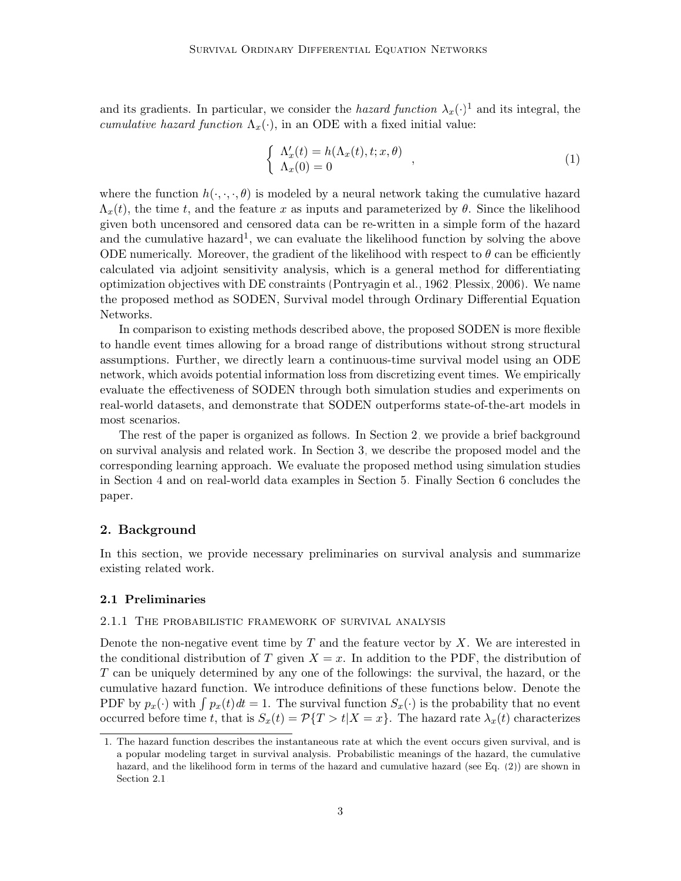and its gradients. In particular, we consider the *hazard function* $\lambda_x(\cdot)$[1] and its integral, the *cumulative hazard function* $\Lambda_x(\cdot)$, in an ODE with a fixed initial value:

$$
\left\{ \begin{array}{l} \Lambda'_x(t) = h(\Lambda_x(t), t; x, \theta) \\ \Lambda_x(0) = 0 \end{array} \right. , \tag{1}
$$

where the function $h(\cdot, \cdot, \cdot, \theta)$ is modeled by a neural network taking the cumulative hazard $\Lambda_x(t)$, the time $t$, and the feature $x$ as inputs and parameterized by $\theta$. Since the likelihood given both uncensored and censored data can be re-written in a simple form of the hazard and the cumulative hazard[1], we can evaluate the likelihood function by solving the above ODE numerically. Moreover, the gradient of the likelihood with respect to $\theta$ can be efficiently calculated via adjoint sensitivity analysis, which is a general method for differentiating optimization objectives with DE constraints (Pontryagin et al., 1962; Plessix, 2006). We name the proposed method as SODEN, Survival model through Ordinary Differential Equation Networks.

In comparison to existing methods described above, the proposed SODEN is more flexible to handle event times allowing for a broad range of distributions without strong structural assumptions. Further, we directly learn a continuous-time survival model using an ODE network, which avoids potential information loss from discretizing event times. We empirically evaluate the effectiveness of SODEN through both simulation studies and experiments on real-world datasets, and demonstrate that SODEN outperforms state-of-the-art models in most scenarios.

The rest of the paper is organized as follows. In Section 2, we provide a brief background on survival analysis and related work. In Section 3, we describe the proposed model and the corresponding learning approach. We evaluate the proposed method using simulation studies in Section 4 and on real-world data examples in Section 5. Finally Section 6 concludes the paper.

## 2. Background

In this section, we provide necessary preliminaries on survival analysis and summarize existing related work.

### 2.1 Preliminaries

#### 2.1.1 The probabilistic framework of survival analysis

Denote the non-negative event time by $T$ and the feature vector by $X$. We are interested in the conditional distribution of $T$ given $X = x$. In addition to the PDF, the distribution of $T$ can be uniquely determined by any one of the followings: the survival, the hazard, or the cumulative hazard function. We introduce definitions of these functions below. Denote the PDF by $p_x(\cdot)$ with $\int p_x(t)dt = 1$. The survival function $S_x(\cdot)$ is the probability that no event occurred before time $t$, that is $S_x(t) = \mathcal{P}\{T > t | X = x\}$. The hazard rate $\lambda_x(t)$ characterizes

1. The hazard function describes the instantaneous rate at which the event occurs given survival, and is a popular modeling target in survival analysis. Probabilistic meanings of the hazard, the cumulative hazard, and the likelihood form in terms of the hazard and cumulative hazard (see Eq. (2)) are shown in Section 2.1.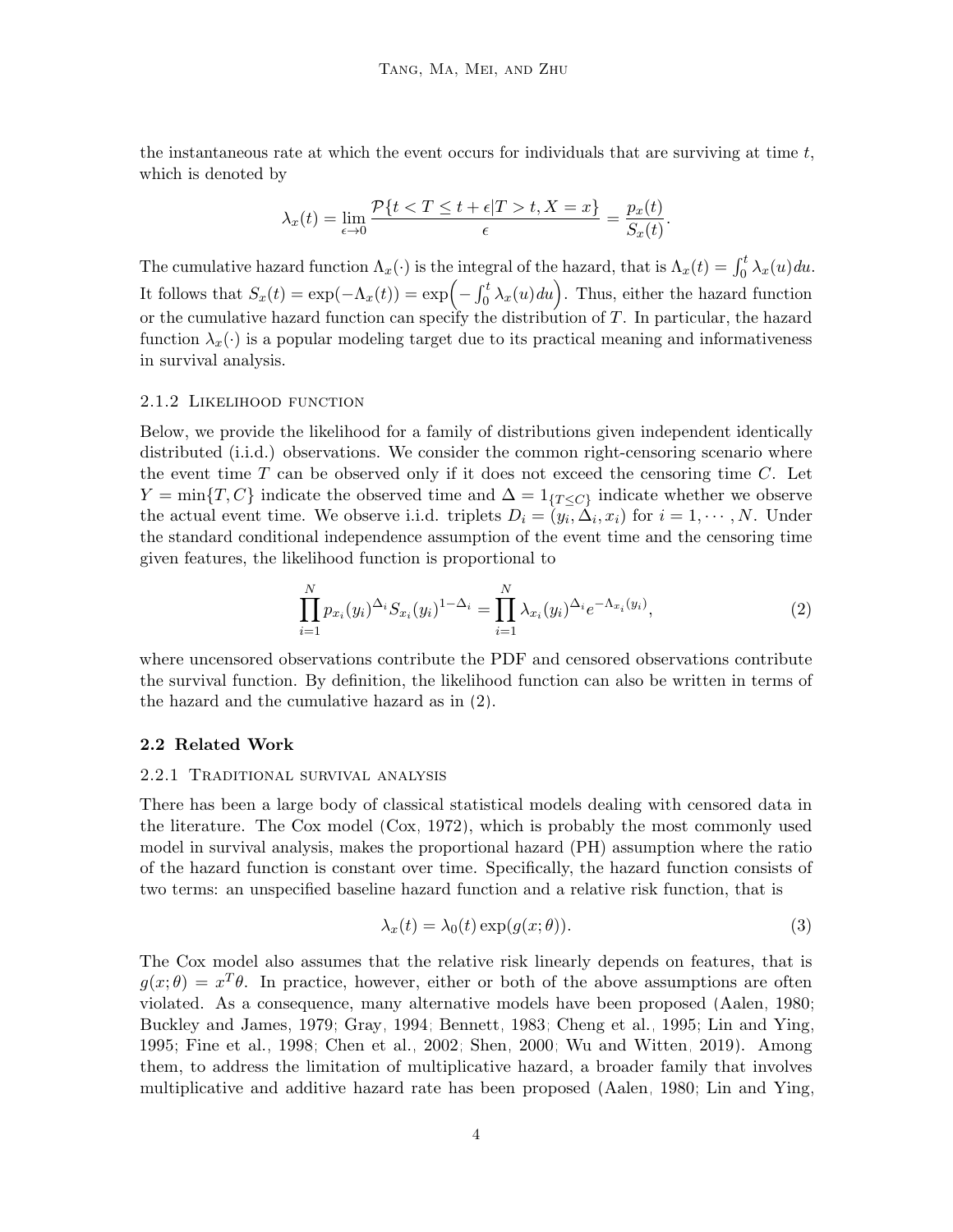the instantaneous rate at which the event occurs for individuals that are surviving at time $t$, which is denoted by

$$\lambda_x(t) = \lim_{\epsilon \to 0} \frac{\mathcal{P}\{t < T \leq t + \epsilon | T > t, X = x\}}{\epsilon} = \frac{p_x(t)}{S_x(t)}.$$

The cumulative hazard function $\Lambda_x(\cdot)$ is the integral of the hazard, that is $\Lambda_x(t) = \int_0^t \lambda_x(u)du$. It follows that $S_x(t) = \exp(-\Lambda_x(t)) = \exp\Big(-\int_0^t \lambda_x(u)du\Big)$. Thus, either the hazard function or the cumulative hazard function can specify the distribution of $T$. In particular, the hazard function $\lambda_x(\cdot)$ is a popular modeling target due to its practical meaning and informativeness in survival analysis.

#### 2.1.2 Likelihood function

Below, we provide the likelihood for a family of distributions given independent identically distributed (i.i.d.) observations. We consider the common right-censoring scenario where the event time $T$ can be observed only if it does not exceed the censoring time $C$. Let $Y = \min\{T, C\}$ indicate the observed time and $\Delta = 1_{\{T \leq C\}}$ indicate whether we observe the actual event time. We observe i.i.d. triplets $D_i = (y_i, \Delta_i, x_i)$ for $i = 1, \cdots, N$. Under the standard conditional independence assumption of the event time and the censoring time given features, the likelihood function is proportional to

$$\prod_{i=1}^{N} p_{x_i}(y_i)^{\Delta_i} S_{x_i}(y_i)^{1-\Delta_i} = \prod_{i=1}^{N} \lambda_{x_i}(y_i)^{\Delta_i} e^{-\Lambda_{x_i}(y_i)}, \tag{2}$$

where uncensored observations contribute the PDF and censored observations contribute the survival function. By definition, the likelihood function can also be written in terms of the hazard and the cumulative hazard as in (2).

### 2.2 Related Work

#### 2.2.1 Traditional survival analysis

There has been a large body of classical statistical models dealing with censored data in the literature. The Cox model (Cox, 1972), which is probably the most commonly used model in survival analysis, makes the proportional hazard (PH) assumption where the ratio of the hazard function is constant over time. Specifically, the hazard function consists of two terms: an unspecified baseline hazard function and a relative risk function, that is

$$\lambda_x(t) = \lambda_0(t) \exp(g(x; \theta)). \tag{3}$$

The Cox model also assumes that the relative risk linearly depends on features, that is $g(x; \theta) = x^T \theta$. In practice, however, either or both of the above assumptions are often violated. As a consequence, many alternative models have been proposed (Aalen, 1980; Buckley and James, 1979; Gray, 1994; Bennett, 1983; Cheng et al., 1995; Lin and Ying, 1995; Fine et al., 1998; Chen et al., 2002; Shen, 2000; Wu and Witten, 2019). Among them, to address the limitation of multiplicative hazard, a broader family that involves multiplicative and additive hazard rate has been proposed (Aalen, 1980; Lin and Ying,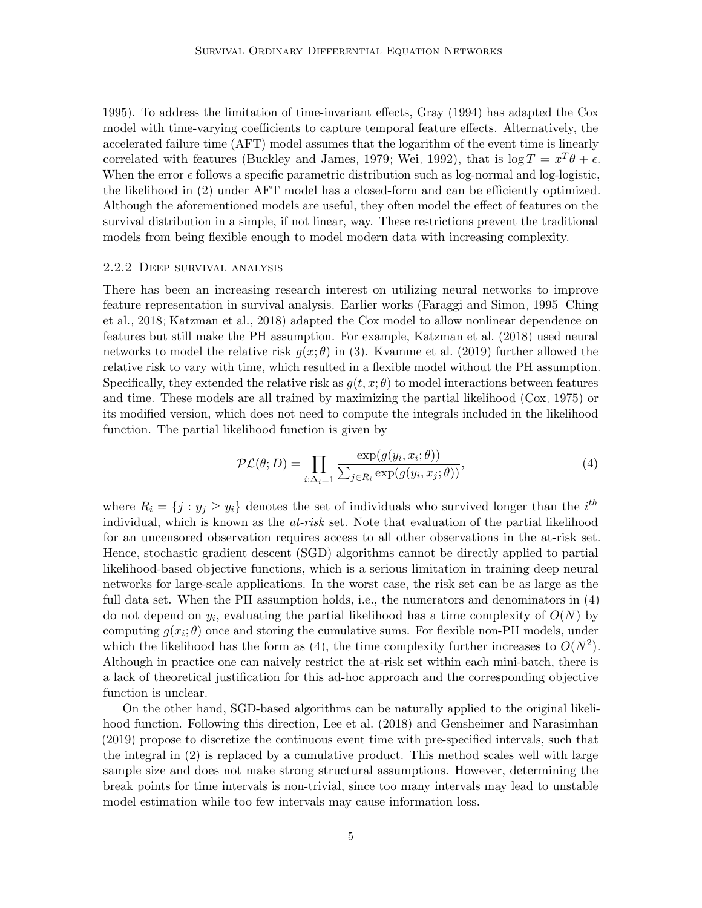1995). To address the limitation of time-invariant effects, Gray (1994) has adapted the Cox model with time-varying coefficients to capture temporal feature effects. Alternatively, the accelerated failure time (AFT) model assumes that the logarithm of the event time is linearly correlated with features (Buckley and James, 1979; Wei, 1992), that is $\log T = x^T\theta + \epsilon$. When the error $\epsilon$ follows a specific parametric distribution such as log-normal and log-logistic, the likelihood in (2) under AFT model has a closed-form and can be efficiently optimized. Although the aforementioned models are useful, they often model the effect of features on the survival distribution in a simple, if not linear, way. These restrictions prevent the traditional models from being flexible enough to model modern data with increasing complexity.

### 2.2.2 Deep survival analysis

There has been an increasing research interest on utilizing neural networks to improve feature representation in survival analysis. Earlier works (Faraggi and Simon, 1995; Ching et al., 2018; Katzman et al., 2018) adapted the Cox model to allow nonlinear dependence on features but still make the PH assumption. For example, Katzman et al. (2018) used neural networks to model the relative risk $g(x;\theta)$ in (3). Kvamme et al. (2019) further allowed the relative risk to vary with time, which resulted in a flexible model without the PH assumption. Specifically, they extended the relative risk as $g(t, x; \theta)$ to model interactions between features and time. These models are all trained by maximizing the partial likelihood (Cox, 1975) or its modified version, which does not need to compute the integrals included in the likelihood function. The partial likelihood function is given by

$$\mathcal{PL}(\theta; D) = \prod_{i:\Delta_i=1} \frac{\exp(g(y_i, x_i; \theta))}{\sum_{j\in R_i} \exp(g(y_i, x_j; \theta))}, \tag{4}$$

where $R_i = \{j : y_j \geq y_i\}$ denotes the set of individuals who survived longer than the $i^{th}$ individual, which is known as the *at-risk* set. Note that evaluation of the partial likelihood for an uncensored observation requires access to all other observations in the at-risk set. Hence, stochastic gradient descent (SGD) algorithms cannot be directly applied to partial likelihood-based objective functions, which is a serious limitation in training deep neural networks for large-scale applications. In the worst case, the risk set can be as large as the full data set. When the PH assumption holds, i.e., the numerators and denominators in (4) do not depend on $y_i$, evaluating the partial likelihood has a time complexity of $O(N)$ by computing $g(x_i;\theta)$ once and storing the cumulative sums. For flexible non-PH models, under which the likelihood has the form as (4), the time complexity further increases to $O(N^2)$. Although in practice one can naively restrict the at-risk set within each mini-batch, there is a lack of theoretical justification for this ad-hoc approach and the corresponding objective function is unclear.

On the other hand, SGD-based algorithms can be naturally applied to the original likelihood function. Following this direction, Lee et al. (2018) and Gensheimer and Narasimhan (2019) propose to discretize the continuous event time with pre-specified intervals, such that the integral in (2) is replaced by a cumulative product. This method scales well with large sample size and does not make strong structural assumptions. However, determining the break points for time intervals is non-trivial, since too many intervals may lead to unstable model estimation while too few intervals may cause information loss.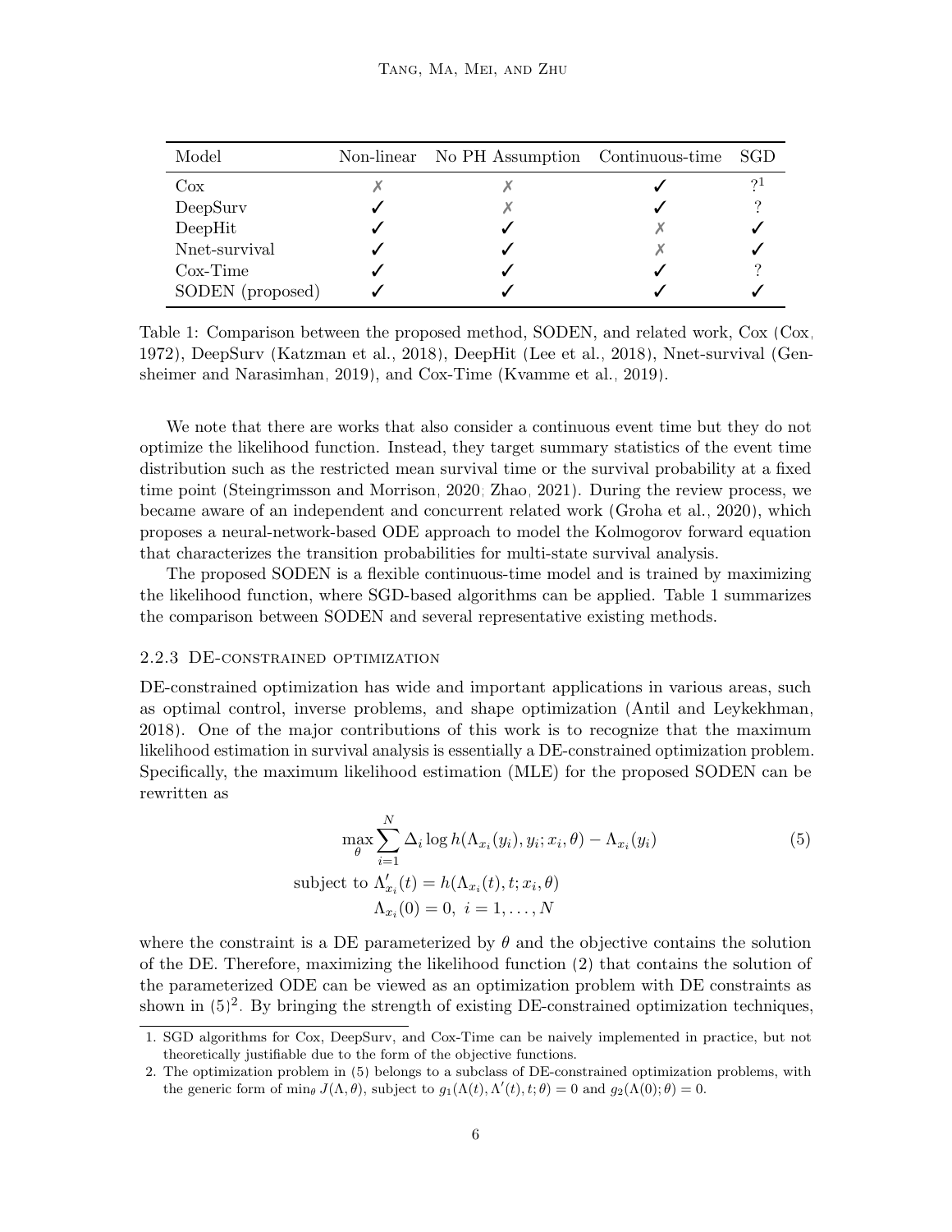| Model | Non-linear | No PH Assumption | Continuous-time | SGD |
|---|---|---|---|---|
| Cox | ✗ | ✗ | ✓ | ?[1] |
| DeepSurv | ✓ | ✗ | ✓ | ? |
| DeepHit | ✓ | ✓ | ✗ | ✓ |
| Nnet-survival | ✓ | ✓ | ✗ | ✓ |
| Cox-Time | ✓ | ✓ | ✓ | ? |
| SODEN (proposed) | ✓ | ✓ | ✓ | ✓ |

Table 1: Comparison between the proposed method, SODEN, and related work, Cox (Cox, 1972), DeepSurv (Katzman et al., 2018), DeepHit (Lee et al., 2018), Nnet-survival (Gensheimer and Narasimhan, 2019), and Cox-Time (Kvamme et al., 2019).

We note that there are works that also consider a continuous event time but they do not optimize the likelihood function. Instead, they target summary statistics of the event time distribution such as the restricted mean survival time or the survival probability at a fixed time point (Steingrimsson and Morrison, 2020; Zhao, 2021). During the review process, we became aware of an independent and concurrent related work (Groha et al., 2020), which proposes a neural-network-based ODE approach to model the Kolmogorov forward equation that characterizes the transition probabilities for multi-state survival analysis.

The proposed SODEN is a flexible continuous-time model and is trained by maximizing the likelihood function, where SGD-based algorithms can be applied. Table 1 summarizes the comparison between SODEN and several representative existing methods.

#### 2.2.3 DE-constrained optimization

DE-constrained optimization has wide and important applications in various areas, such as optimal control, inverse problems, and shape optimization (Antil and Leykekhman, 2018). One of the major contributions of this work is to recognize that the maximum likelihood estimation in survival analysis is essentially a DE-constrained optimization problem. Specifically, the maximum likelihood estimation (MLE) for the proposed SODEN can be rewritten as

$$
\begin{aligned}
\max_{\theta} \sum_{i=1}^{N} \Delta_i \log h(\Lambda_{x_i}(y_i), y_i; x_i, \theta) - \Lambda_{x_i}(y_i) \\
\text{subject to } \Lambda'_{x_i}(t) = h(\Lambda_{x_i}(t), t; x_i, \theta) \\
\Lambda_{x_i}(0) = 0, \; i = 1, \ldots, N
\end{aligned}
\tag{5}
$$

where the constraint is a DE parameterized by $\theta$ and the objective contains the solution of the DE. Therefore, maximizing the likelihood function (2) that contains the solution of the parameterized ODE can be viewed as an optimization problem with DE constraints as shown in (5)[2]. By bringing the strength of existing DE-constrained optimization techniques,

1. SGD algorithms for Cox, DeepSurv, and Cox-Time can be naively implemented in practice, but not theoretically justifiable due to the form of the objective functions.

2. The optimization problem in (5) belongs to a subclass of DE-constrained optimization problems, with the generic form of $\min_\theta J(\Lambda, \theta)$, subject to $g_1(\Lambda(t), \Lambda'(t), t; \theta) = 0$ and $g_2(\Lambda(0); \theta) = 0$.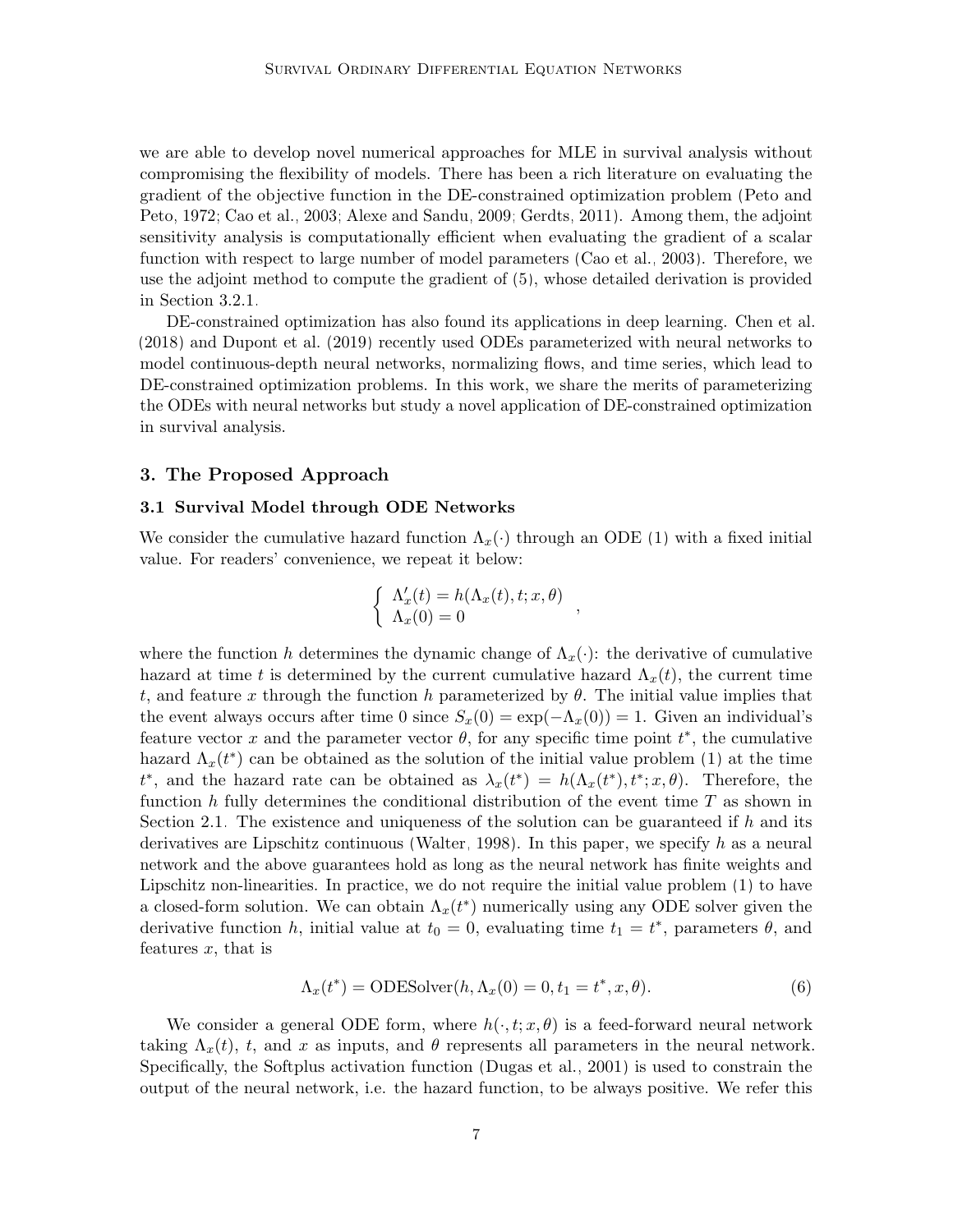we are able to develop novel numerical approaches for MLE in survival analysis without compromising the flexibility of models. There has been a rich literature on evaluating the gradient of the objective function in the DE-constrained optimization problem (Peto and Peto, 1972; Cao et al., 2003; Alexe and Sandu, 2009; Gerdts, 2011). Among them, the adjoint sensitivity analysis is computationally efficient when evaluating the gradient of a scalar function with respect to large number of model parameters (Cao et al., 2003). Therefore, we use the adjoint method to compute the gradient of (5), whose detailed derivation is provided in Section 3.2.1.

DE-constrained optimization has also found its applications in deep learning. Chen et al. (2018) and Dupont et al. (2019) recently used ODEs parameterized with neural networks to model continuous-depth neural networks, normalizing flows, and time series, which lead to DE-constrained optimization problems. In this work, we share the merits of parameterizing the ODEs with neural networks but study a novel application of DE-constrained optimization in survival analysis.

## 3. The Proposed Approach

### 3.1 Survival Model through ODE Networks

We consider the cumulative hazard function $\Lambda_x(\cdot)$ through an ODE (1) with a fixed initial value. For readers' convenience, we repeat it below:

$$\begin{cases} \Lambda_x'(t) = h(\Lambda_x(t), t; x, \theta) \\ \Lambda_x(0) = 0 \end{cases},$$

where the function $h$ determines the dynamic change of $\Lambda_x(\cdot)$: the derivative of cumulative hazard at time $t$ is determined by the current cumulative hazard $\Lambda_x(t)$, the current time $t$, and feature $x$ through the function $h$ parameterized by $\theta$. The initial value implies that the event always occurs after time 0 since $S_x(0) = \exp(-\Lambda_x(0)) = 1$. Given an individual's feature vector $x$ and the parameter vector $\theta$, for any specific time point $t^*$, the cumulative hazard $\Lambda_x(t^*)$ can be obtained as the solution of the initial value problem (1) at the time $t^*$, and the hazard rate can be obtained as $\lambda_x(t^*) = h(\Lambda_x(t^*), t^*; x, \theta)$. Therefore, the function $h$ fully determines the conditional distribution of the event time $T$ as shown in Section 2.1. The existence and uniqueness of the solution can be guaranteed if $h$ and its derivatives are Lipschitz continuous (Walter, 1998). In this paper, we specify $h$ as a neural network and the above guarantees hold as long as the neural network has finite weights and Lipschitz non-linearities. In practice, we do not require the initial value problem (1) to have a closed-form solution. We can obtain $\Lambda_x(t^*)$ numerically using any ODE solver given the derivative function $h$, initial value at $t_0 = 0$, evaluating time $t_1 = t^*$, parameters $\theta$, and features $x$, that is

$$\Lambda_x(t^*) = \text{ODESolver}(h, \Lambda_x(0) = 0, t_1 = t^*, x, \theta). \tag{6}$$

We consider a general ODE form, where $h(\cdot, t; x, \theta)$ is a feed-forward neural network taking $\Lambda_x(t)$, $t$, and $x$ as inputs, and $\theta$ represents all parameters in the neural network. Specifically, the Softplus activation function (Dugas et al., 2001) is used to constrain the output of the neural network, i.e. the hazard function, to be always positive. We refer this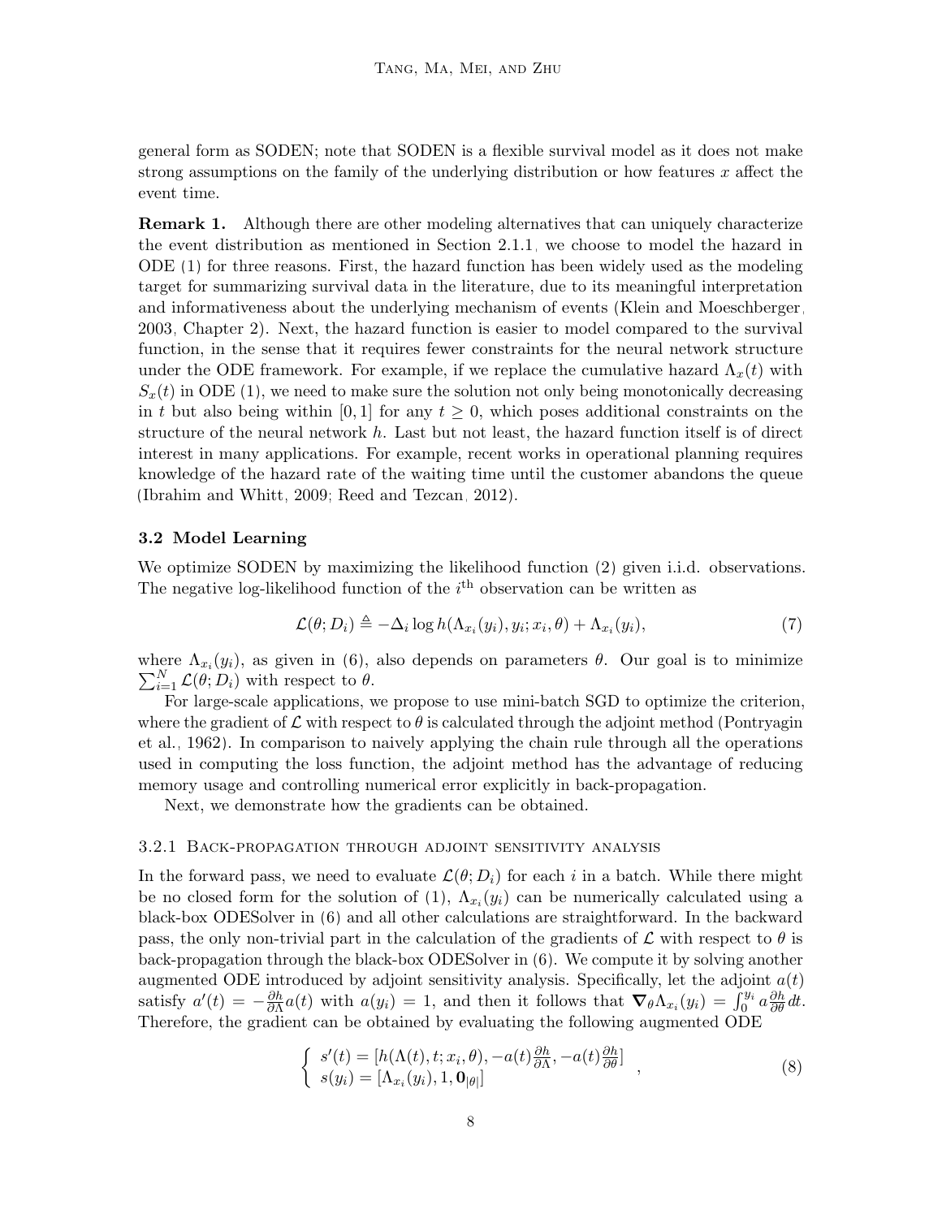general form as SODEN; note that SODEN is a flexible survival model as it does not make strong assumptions on the family of the underlying distribution or how features $x$ affect the event time.

**Remark 1.** Although there are other modeling alternatives that can uniquely characterize the event distribution as mentioned in Section 2.1.1, we choose to model the hazard in ODE (1) for three reasons. First, the hazard function has been widely used as the modeling target for summarizing survival data in the literature, due to its meaningful interpretation and informativeness about the underlying mechanism of events (Klein and Moeschberger, 2003, Chapter 2). Next, the hazard function is easier to model compared to the survival function, in the sense that it requires fewer constraints for the neural network structure under the ODE framework. For example, if we replace the cumulative hazard $\Lambda_x(t)$ with $S_x(t)$ in ODE (1), we need to make sure the solution not only being monotonically decreasing in $t$ but also being within $[0, 1]$ for any $t \geq 0$, which poses additional constraints on the structure of the neural network $h$. Last but not least, the hazard function itself is of direct interest in many applications. For example, recent works in operational planning requires knowledge of the hazard rate of the waiting time until the customer abandons the queue (Ibrahim and Whitt, 2009; Reed and Tezcan, 2012).

### 3.2 Model Learning

We optimize SODEN by maximizing the likelihood function (2) given i.i.d. observations. The negative log-likelihood function of the $i^{\text{th}}$ observation can be written as

$$\mathcal{L}(\theta; D_i) \triangleq -\Delta_i \log h(\Lambda_{x_i}(y_i), y_i; x_i, \theta) + \Lambda_{x_i}(y_i), \tag{7}$$

where $\Lambda_{x_i}(y_i)$, as given in (6), also depends on parameters $\theta$. Our goal is to minimize $\sum_{i=1}^{N} \mathcal{L}(\theta; D_i)$ with respect to $\theta$.

For large-scale applications, we propose to use mini-batch SGD to optimize the criterion, where the gradient of $\mathcal{L}$ with respect to $\theta$ is calculated through the adjoint method (Pontryagin et al., 1962). In comparison to naively applying the chain rule through all the operations used in computing the loss function, the adjoint method has the advantage of reducing memory usage and controlling numerical error explicitly in back-propagation.

Next, we demonstrate how the gradients can be obtained.

#### 3.2.1 Back-propagation through adjoint sensitivity analysis

In the forward pass, we need to evaluate $\mathcal{L}(\theta; D_i)$ for each $i$ in a batch. While there might be no closed form for the solution of (1), $\Lambda_{x_i}(y_i)$ can be numerically calculated using a black-box ODESolver in (6) and all other calculations are straightforward. In the backward pass, the only non-trivial part in the calculation of the gradients of $\mathcal{L}$ with respect to $\theta$ is back-propagation through the black-box ODESolver in (6). We compute it by solving another augmented ODE introduced by adjoint sensitivity analysis. Specifically, let the adjoint $a(t)$ satisfy $a'(t) = -\frac{\partial h}{\partial \Lambda} a(t)$ with $a(y_i) = 1$, and then it follows that $\boldsymbol{\nabla}_\theta \Lambda_{x_i}(y_i) = \int_0^{y_i} a \frac{\partial h}{\partial \theta} dt$. Therefore, the gradient can be obtained by evaluating the following augmented ODE

$$\begin{cases} s'(t) = [h(\Lambda(t), t; x_i, \theta), -a(t)\frac{\partial h}{\partial \Lambda}, -a(t)\frac{\partial h}{\partial \theta}] \\ s(y_i) = [\Lambda_{x_i}(y_i), 1, \mathbf{0}_{|\theta|}] \end{cases}, \tag{8}$$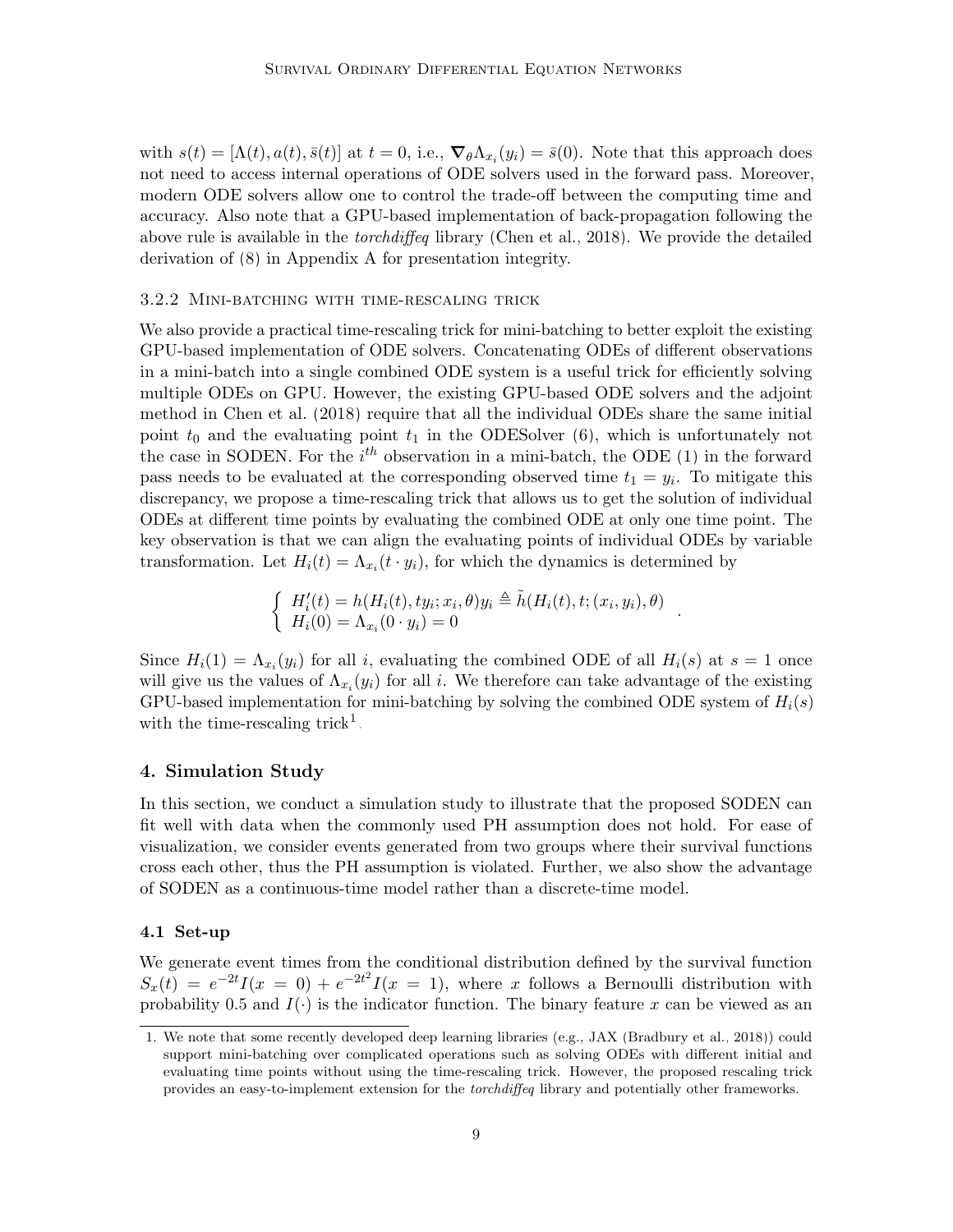with $s(t) = [\Lambda(t), a(t), \bar{s}(t)]$ at $t = 0$, i.e., $\boldsymbol{\nabla}_\theta \Lambda_{x_i}(y_i) = \bar{s}(0)$. Note that this approach does not need to access internal operations of ODE solvers used in the forward pass. Moreover, modern ODE solvers allow one to control the trade-off between the computing time and accuracy. Also note that a GPU-based implementation of back-propagation following the above rule is available in the *torchdiffeq* library (Chen et al., 2018). We provide the detailed derivation of (8) in Appendix A for presentation integrity.

### 3.2.2 Mini-batching with time-rescaling trick

We also provide a practical time-rescaling trick for mini-batching to better exploit the existing GPU-based implementation of ODE solvers. Concatenating ODEs of different observations in a mini-batch into a single combined ODE system is a useful trick for efficiently solving multiple ODEs on GPU. However, the existing GPU-based ODE solvers and the adjoint method in Chen et al. (2018) require that all the individual ODEs share the same initial point $t_0$ and the evaluating point $t_1$ in the ODESolver (6), which is unfortunately not the case in SODEN. For the $i^{th}$ observation in a mini-batch, the ODE (1) in the forward pass needs to be evaluated at the corresponding observed time $t_1 = y_i$. To mitigate this discrepancy, we propose a time-rescaling trick that allows us to get the solution of individual ODEs at different time points by evaluating the combined ODE at only one time point. The key observation is that we can align the evaluating points of individual ODEs by variable transformation. Let $H_i(t) = \Lambda_{x_i}(t \cdot y_i)$, for which the dynamics is determined by

$$\begin{cases} H_i'(t) = h(H_i(t), ty_i; x_i, \theta) y_i \triangleq \tilde{h}(H_i(t), t; (x_i, y_i), \theta) \\ H_i(0) = \Lambda_{x_i}(0 \cdot y_i) = 0 \end{cases} .$$

Since $H_i(1) = \Lambda_{x_i}(y_i)$ for all $i$, evaluating the combined ODE of all $H_i(s)$ at $s = 1$ once will give us the values of $\Lambda_{x_i}(y_i)$ for all $i$. We therefore can take advantage of the existing GPU-based implementation for mini-batching by solving the combined ODE system of $H_i(s)$ with the time-rescaling trick[1].

## 4. Simulation Study

In this section, we conduct a simulation study to illustrate that the proposed SODEN can fit well with data when the commonly used PH assumption does not hold. For ease of visualization, we consider events generated from two groups where their survival functions cross each other, thus the PH assumption is violated. Further, we also show the advantage of SODEN as a continuous-time model rather than a discrete-time model.

### 4.1 Set-up

We generate event times from the conditional distribution defined by the survival function $S_x(t) = e^{-2t} I(x = 0) + e^{-2t^2} I(x = 1)$, where $x$ follows a Bernoulli distribution with probability 0.5 and $I(\cdot)$ is the indicator function. The binary feature $x$ can be viewed as an

1. We note that some recently developed deep learning libraries (e.g., JAX (Bradbury et al., 2018)) could support mini-batching over complicated operations such as solving ODEs with different initial and evaluating time points without using the time-rescaling trick. However, the proposed rescaling trick provides an easy-to-implement extension for the *torchdiffeq* library and potentially other frameworks.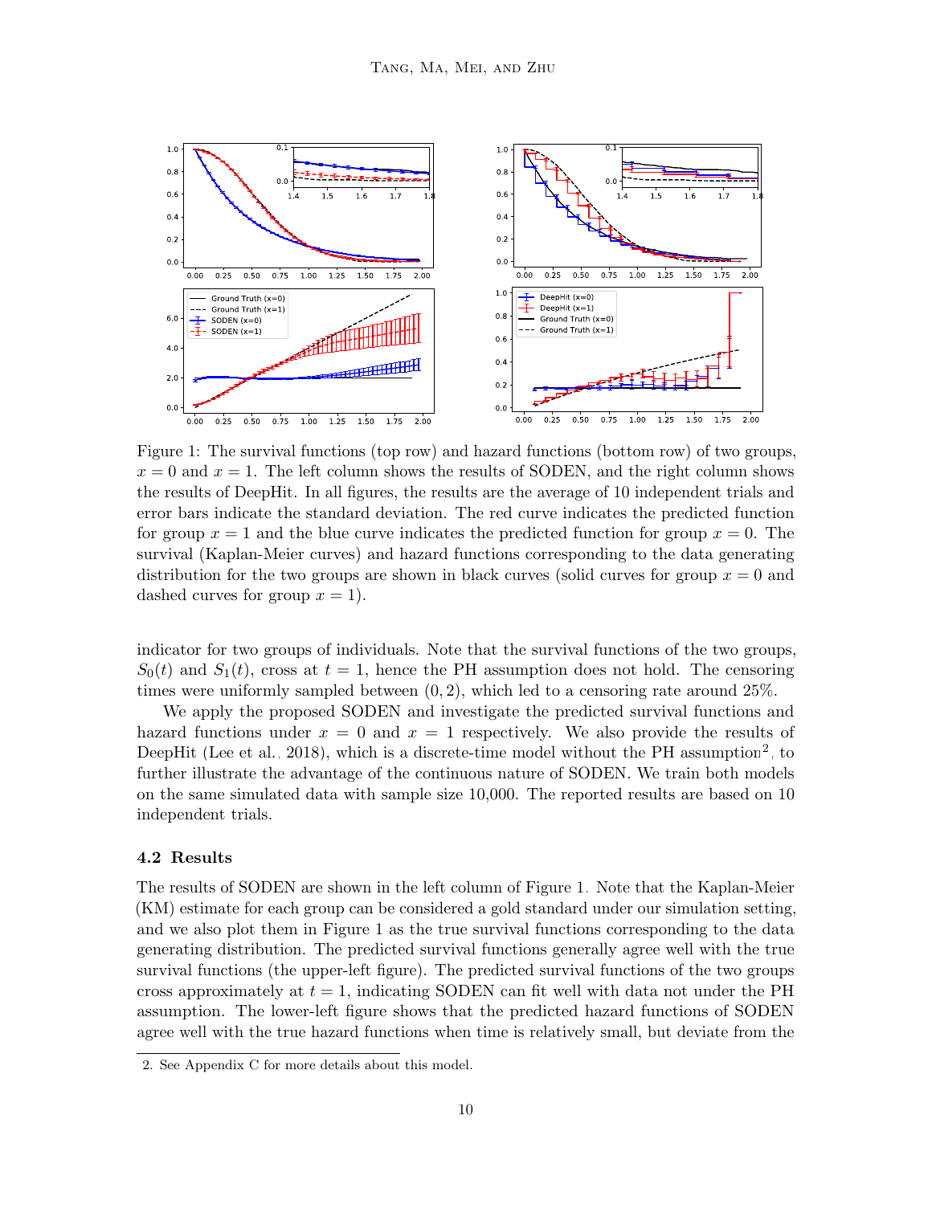Figure 1: The survival functions (top row) and hazard functions (bottom row) of two groups, $x = 0$ and $x = 1$. The left column shows the results of SODEN, and the right column shows the results of DeepHit. In all figures, the results are the average of 10 independent trials and error bars indicate the standard deviation. The red curve indicates the predicted function for group $x = 1$ and the blue curve indicates the predicted function for group $x = 0$. The survival (Kaplan-Meier curves) and hazard functions corresponding to the data generating distribution for the two groups are shown in black curves (solid curves for group $x = 0$ and dashed curves for group $x = 1$).

indicator for two groups of individuals. Note that the survival functions of the two groups, $S_0(t)$ and $S_1(t)$, cross at $t = 1$, hence the PH assumption does not hold. The censoring times were uniformly sampled between $(0, 2)$, which led to a censoring rate around 25%.

We apply the proposed SODEN and investigate the predicted survival functions and hazard functions under $x = 0$ and $x = 1$ respectively. We also provide the results of DeepHit (Lee et al., 2018), which is a discrete-time model without the PH assumption[2], to further illustrate the advantage of the continuous nature of SODEN. We train both models on the same simulated data with sample size 10,000. The reported results are based on 10 independent trials.

### 4.2 Results

The results of SODEN are shown in the left column of Figure 1. Note that the Kaplan-Meier (KM) estimate for each group can be considered a gold standard under our simulation setting, and we also plot them in Figure 1 as the true survival functions corresponding to the data generating distribution. The predicted survival functions generally agree well with the true survival functions (the upper-left figure). The predicted survival functions of the two groups cross approximately at $t = 1$, indicating SODEN can fit well with data not under the PH assumption. The lower-left figure shows that the predicted hazard functions of SODEN agree well with the true hazard functions when time is relatively small, but deviate from the

2. See Appendix C for more details about this model.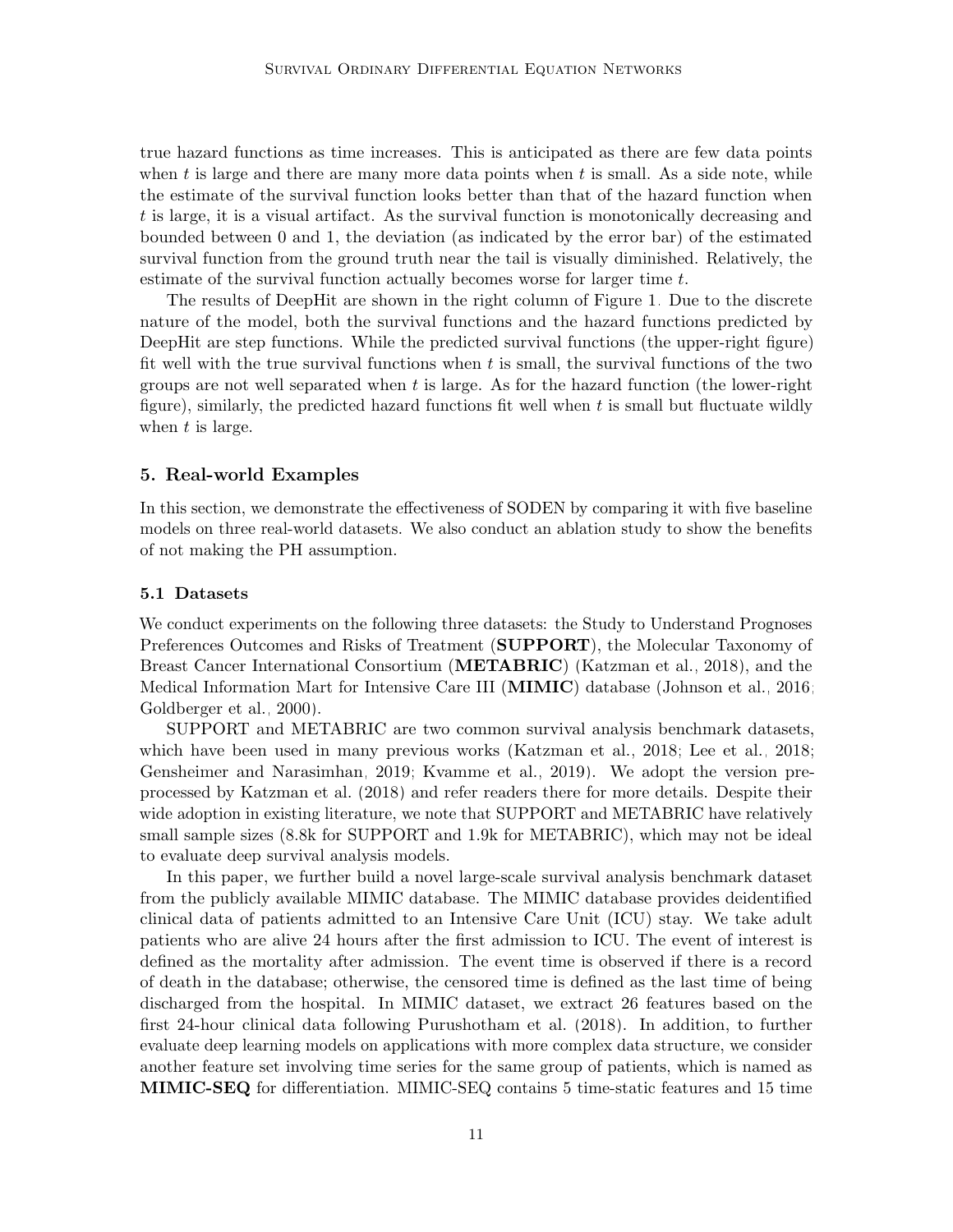true hazard functions as time increases. This is anticipated as there are few data points when $t$ is large and there are many more data points when $t$ is small. As a side note, while the estimate of the survival function looks better than that of the hazard function when $t$ is large, it is a visual artifact. As the survival function is monotonically decreasing and bounded between 0 and 1, the deviation (as indicated by the error bar) of the estimated survival function from the ground truth near the tail is visually diminished. Relatively, the estimate of the survival function actually becomes worse for larger time $t$.

The results of DeepHit are shown in the right column of Figure 1. Due to the discrete nature of the model, both the survival functions and the hazard functions predicted by DeepHit are step functions. While the predicted survival functions (the upper-right figure) fit well with the true survival functions when $t$ is small, the survival functions of the two groups are not well separated when $t$ is large. As for the hazard function (the lower-right figure), similarly, the predicted hazard functions fit well when $t$ is small but fluctuate wildly when $t$ is large.

## 5. Real-world Examples

In this section, we demonstrate the effectiveness of SODEN by comparing it with five baseline models on three real-world datasets. We also conduct an ablation study to show the benefits of not making the PH assumption.

### 5.1 Datasets

We conduct experiments on the following three datasets: the Study to Understand Prognoses Preferences Outcomes and Risks of Treatment (**SUPPORT**), the Molecular Taxonomy of Breast Cancer International Consortium (**METABRIC**) (Katzman et al., 2018), and the Medical Information Mart for Intensive Care III (**MIMIC**) database (Johnson et al., 2016; Goldberger et al., 2000).

SUPPORT and METABRIC are two common survival analysis benchmark datasets, which have been used in many previous works (Katzman et al., 2018; Lee et al., 2018; Gensheimer and Narasimhan, 2019; Kvamme et al., 2019). We adopt the version preprocessed by Katzman et al. (2018) and refer readers there for more details. Despite their wide adoption in existing literature, we note that SUPPORT and METABRIC have relatively small sample sizes (8.8k for SUPPORT and 1.9k for METABRIC), which may not be ideal to evaluate deep survival analysis models.

In this paper, we further build a novel large-scale survival analysis benchmark dataset from the publicly available MIMIC database. The MIMIC database provides deidentified clinical data of patients admitted to an Intensive Care Unit (ICU) stay. We take adult patients who are alive 24 hours after the first admission to ICU. The event of interest is defined as the mortality after admission. The event time is observed if there is a record of death in the database; otherwise, the censored time is defined as the last time of being discharged from the hospital. In MIMIC dataset, we extract 26 features based on the first 24-hour clinical data following Purushotham et al. (2018). In addition, to further evaluate deep learning models on applications with more complex data structure, we consider another feature set involving time series for the same group of patients, which is named as **MIMIC-SEQ** for differentiation. MIMIC-SEQ contains 5 time-static features and 15 time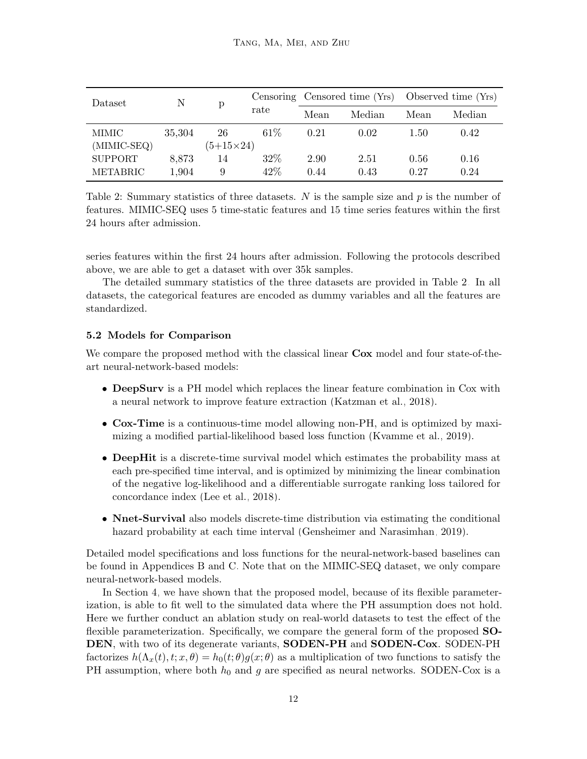| Dataset | N | p | Censoring rate | Censored time (Yrs) | | Observed time (Yrs) | |
|---|---|---|---|---|---|---|---|
| | | | | Mean | Median | Mean | Median |
| MIMIC (MIMIC-SEQ) | 35,304 | 26 (5+15×24) | 61% | 0.21 | 0.02 | 1.50 | 0.42 |
| SUPPORT | 8,873 | 14 | 32% | 2.90 | 2.51 | 0.56 | 0.16 |
| METABRIC | 1,904 | 9 | 42% | 0.44 | 0.43 | 0.27 | 0.24 |

Table 2: Summary statistics of three datasets. $N$ is the sample size and $p$ is the number of features. MIMIC-SEQ uses 5 time-static features and 15 time series features within the first 24 hours after admission.

series features within the first 24 hours after admission. Following the protocols described above, we are able to get a dataset with over 35k samples.

The detailed summary statistics of the three datasets are provided in Table 2. In all datasets, the categorical features are encoded as dummy variables and all the features are standardized.

### 5.2 Models for Comparison

We compare the proposed method with the classical linear **Cox** model and four state-of-the-art neural-network-based models:

- **DeepSurv** is a PH model which replaces the linear feature combination in Cox with a neural network to improve feature extraction (Katzman et al., 2018).
- **Cox-Time** is a continuous-time model allowing non-PH, and is optimized by maximizing a modified partial-likelihood based loss function (Kvamme et al., 2019).
- **DeepHit** is a discrete-time survival model which estimates the probability mass at each pre-specified time interval, and is optimized by minimizing the linear combination of the negative log-likelihood and a differentiable surrogate ranking loss tailored for concordance index (Lee et al., 2018).
- **Nnet-Survival** also models discrete-time distribution via estimating the conditional hazard probability at each time interval (Gensheimer and Narasimhan, 2019).

Detailed model specifications and loss functions for the neural-network-based baselines can be found in Appendices B and C. Note that on the MIMIC-SEQ dataset, we only compare neural-network-based models.

In Section 4, we have shown that the proposed model, because of its flexible parameterization, is able to fit well to the simulated data where the PH assumption does not hold. Here we further conduct an ablation study on real-world datasets to test the effect of the flexible parameterization. Specifically, we compare the general form of the proposed **SODEN**, with two of its degenerate variants, **SODEN-PH** and **SODEN-Cox**. SODEN-PH factorizes $h(\Lambda_x(t), t; x, \theta) = h_0(t; \theta)g(x; \theta)$ as a multiplication of two functions to satisfy the PH assumption, where both $h_0$ and $g$ are specified as neural networks. SODEN-Cox is a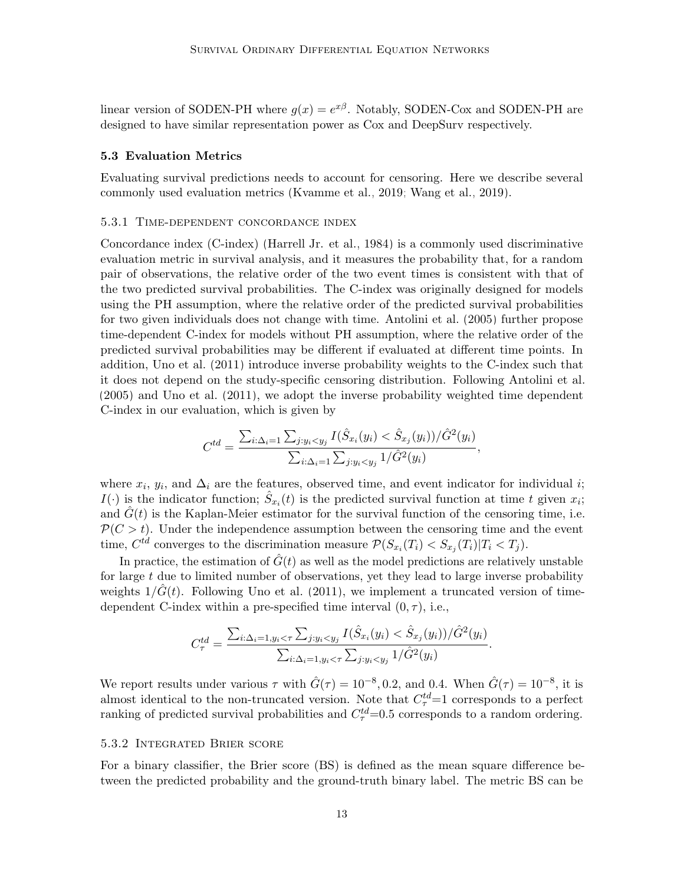linear version of SODEN-PH where $g(x) = e^{x\beta}$. Notably, SODEN-Cox and SODEN-PH are designed to have similar representation power as Cox and DeepSurv respectively.

### 5.3 Evaluation Metrics

Evaluating survival predictions needs to account for censoring. Here we describe several commonly used evaluation metrics (Kvamme et al., 2019; Wang et al., 2019).

#### 5.3.1 Time-dependent concordance index

Concordance index (C-index) (Harrell Jr. et al., 1984) is a commonly used discriminative evaluation metric in survival analysis, and it measures the probability that, for a random pair of observations, the relative order of the two event times is consistent with that of the two predicted survival probabilities. The C-index was originally designed for models using the PH assumption, where the relative order of the predicted survival probabilities for two given individuals does not change with time. Antolini et al. (2005) further propose time-dependent C-index for models without PH assumption, where the relative order of the predicted survival probabilities may be different if evaluated at different time points. In addition, Uno et al. (2011) introduce inverse probability weights to the C-index such that it does not depend on the study-specific censoring distribution. Following Antolini et al. (2005) and Uno et al. (2011), we adopt the inverse probability weighted time dependent C-index in our evaluation, which is given by

$$C^{td} = \frac{\sum_{i:\Delta_i=1} \sum_{j:y_i<y_j} I(\hat{S}_{x_i}(y_i) < \hat{S}_{x_j}(y_i))/\hat{G}^2(y_i)}{\sum_{i:\Delta_i=1} \sum_{j:y_i<y_j} 1/\hat{G}^2(y_i)},$$

where $x_i$, $y_i$, and $\Delta_i$ are the features, observed time, and event indicator for individual $i$; $I(\cdot)$ is the indicator function; $\hat{S}_{x_i}(t)$ is the predicted survival function at time $t$ given $x_i$; and $\hat{G}(t)$ is the Kaplan-Meier estimator for the survival function of the censoring time, i.e. $\mathcal{P}(C > t)$. Under the independence assumption between the censoring time and the event time, $C^{td}$ converges to the discrimination measure $\mathcal{P}(S_{x_i}(T_i) < S_{x_j}(T_i)|T_i < T_j)$.

In practice, the estimation of $\hat{G}(t)$ as well as the model predictions are relatively unstable for large $t$ due to limited number of observations, yet they lead to large inverse probability weights $1/\hat{G}(t)$. Following Uno et al. (2011), we implement a truncated version of time-dependent C-index within a pre-specified time interval $(0, \tau)$, i.e.,

$$C^{td}_\tau = \frac{\sum_{i:\Delta_i=1, y_i<\tau} \sum_{j:y_i<y_j} I(\hat{S}_{x_i}(y_i) < \hat{S}_{x_j}(y_i))/\hat{G}^2(y_i)}{\sum_{i:\Delta_i=1, y_i<\tau} \sum_{j:y_i<y_j} 1/\hat{G}^2(y_i)}.$$

We report results under various $\tau$ with $\hat{G}(\tau) = 10^{-8}, 0.2$, and $0.4$. When $\hat{G}(\tau) = 10^{-8}$, it is almost identical to the non-truncated version. Note that $C^{td}_\tau$=1 corresponds to a perfect ranking of predicted survival probabilities and $C^{td}_\tau$=0.5 corresponds to a random ordering.

#### 5.3.2 Integrated Brier score

For a binary classifier, the Brier score (BS) is defined as the mean square difference between the predicted probability and the ground-truth binary label. The metric BS can be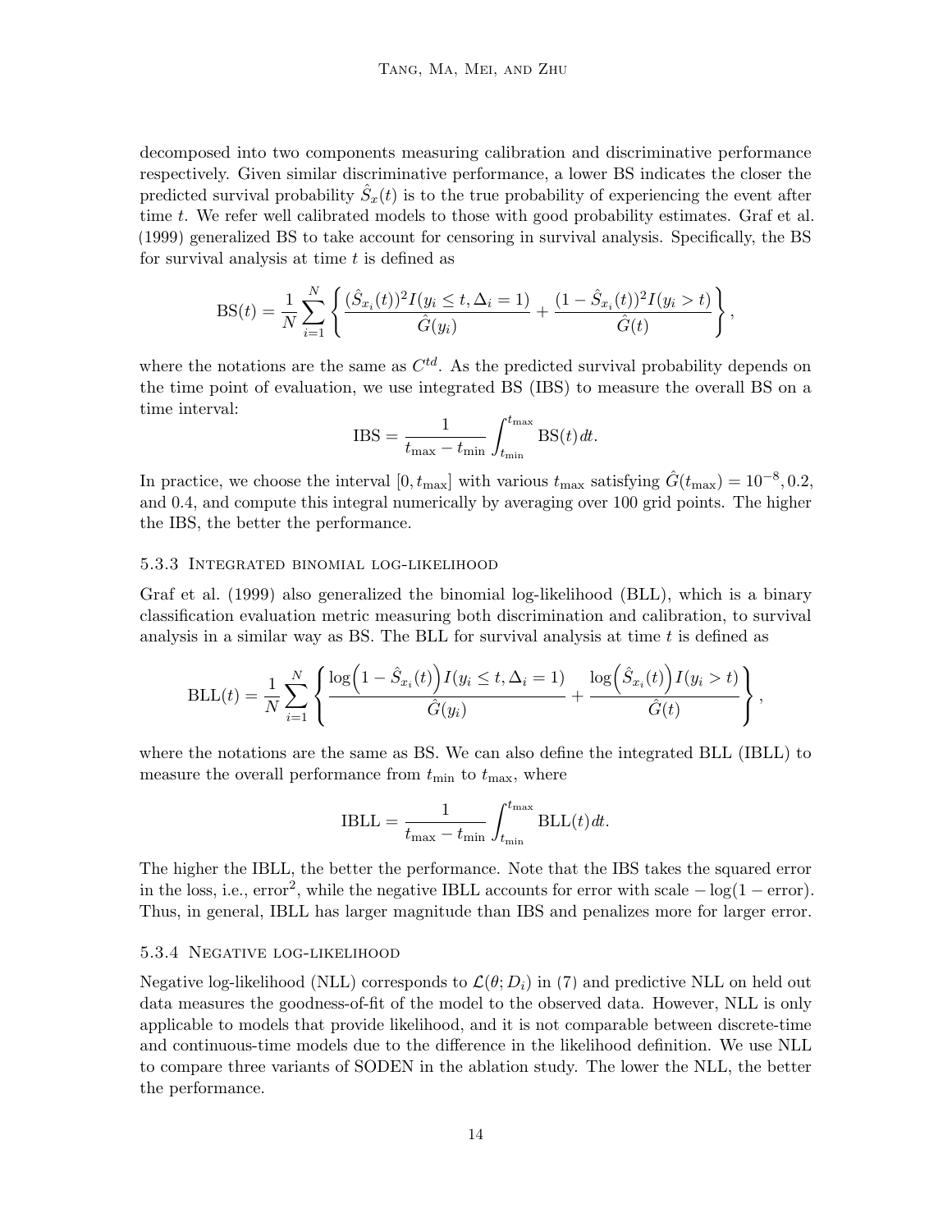decomposed into two components measuring calibration and discriminative performance respectively. Given similar discriminative performance, a lower BS indicates the closer the predicted survival probability $\hat{S}_x(t)$ is to the true probability of experiencing the event after time $t$. We refer well calibrated models to those with good probability estimates. Graf et al. (1999) generalized BS to take account for censoring in survival analysis. Specifically, the BS for survival analysis at time $t$ is defined as

$$\mathrm{BS}(t) = \frac{1}{N}\sum_{i=1}^{N}\left\{\frac{(\hat{S}_{x_i}(t))^2 I(y_i \le t, \Delta_i = 1)}{\hat{G}(y_i)} + \frac{(1-\hat{S}_{x_i}(t))^2 I(y_i > t)}{\hat{G}(t)}\right\},$$

where the notations are the same as $C^{td}$. As the predicted survival probability depends on the time point of evaluation, we use integrated BS (IBS) to measure the overall BS on a time interval:

$$\mathrm{IBS} = \frac{1}{t_{\max} - t_{\min}}\int_{t_{\min}}^{t_{\max}} \mathrm{BS}(t)\, dt.$$

In practice, we choose the interval $[0, t_{\max}]$ with various $t_{\max}$ satisfying $\hat{G}(t_{\max}) = 10^{-8}, 0.2,$ and $0.4$, and compute this integral numerically by averaging over 100 grid points. The higher the IBS, the better the performance.

### 5.3.3 Integrated binomial log-likelihood

Graf et al. (1999) also generalized the binomial log-likelihood (BLL), which is a binary classification evaluation metric measuring both discrimination and calibration, to survival analysis in a similar way as BS. The BLL for survival analysis at time $t$ is defined as

$$\mathrm{BLL}(t) = \frac{1}{N}\sum_{i=1}^{N}\left\{\frac{\log\Big(1-\hat{S}_{x_i}(t)\Big) I(y_i \le t, \Delta_i = 1)}{\hat{G}(y_i)} + \frac{\log\Big(\hat{S}_{x_i}(t)\Big) I(y_i > t)}{\hat{G}(t)}\right\},$$

where the notations are the same as BS. We can also define the integrated BLL (IBLL) to measure the overall performance from $t_{\min}$ to $t_{\max}$, where

$$\mathrm{IBLL} = \frac{1}{t_{\max} - t_{\min}}\int_{t_{\min}}^{t_{\max}} \mathrm{BLL}(t)\, dt.$$

The higher the IBLL, the better the performance. Note that the IBS takes the squared error in the loss, i.e., error$^2$, while the negative IBLL accounts for error with scale $-\log(1 - \text{error})$. Thus, in general, IBLL has larger magnitude than IBS and penalizes more for larger error.

### 5.3.4 Negative log-likelihood

Negative log-likelihood (NLL) corresponds to $\mathcal{L}(\theta; D_i)$ in (7) and predictive NLL on held out data measures the goodness-of-fit of the model to the observed data. However, NLL is only applicable to models that provide likelihood, and it is not comparable between discrete-time and continuous-time models due to the difference in the likelihood definition. We use NLL to compare three variants of SODEN in the ablation study. The lower the NLL, the better the performance.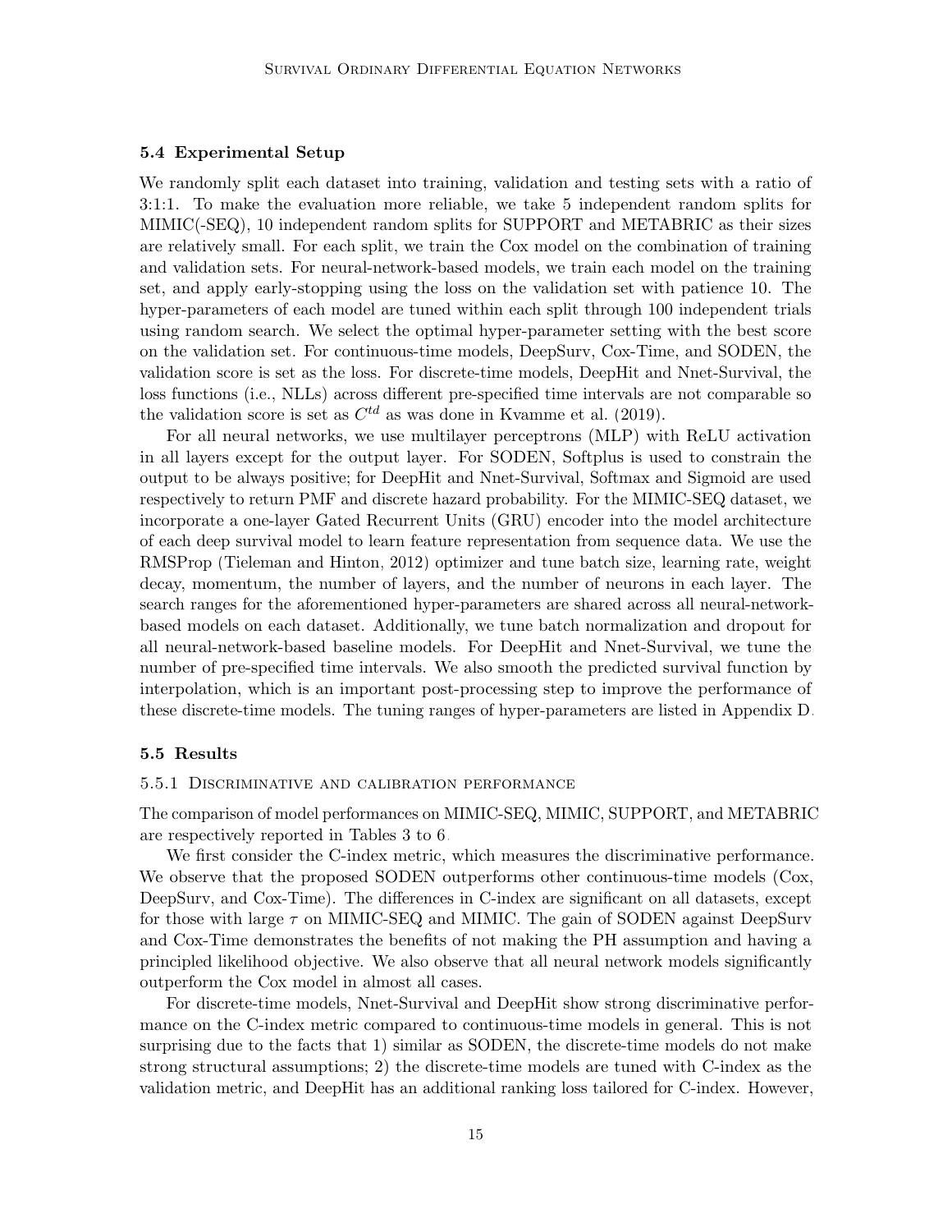### 5.4 Experimental Setup

We randomly split each dataset into training, validation and testing sets with a ratio of 3:1:1. To make the evaluation more reliable, we take 5 independent random splits for MIMIC(-SEQ), 10 independent random splits for SUPPORT and METABRIC as their sizes are relatively small. For each split, we train the Cox model on the combination of training and validation sets. For neural-network-based models, we train each model on the training set, and apply early-stopping using the loss on the validation set with patience 10. The hyper-parameters of each model are tuned within each split through 100 independent trials using random search. We select the optimal hyper-parameter setting with the best score on the validation set. For continuous-time models, DeepSurv, Cox-Time, and SODEN, the validation score is set as the loss. For discrete-time models, DeepHit and Nnet-Survival, the loss functions (i.e., NLLs) across different pre-specified time intervals are not comparable so the validation score is set as $C^{td}$ as was done in Kvamme et al. (2019).

For all neural networks, we use multilayer perceptrons (MLP) with ReLU activation in all layers except for the output layer. For SODEN, Softplus is used to constrain the output to be always positive; for DeepHit and Nnet-Survival, Softmax and Sigmoid are used respectively to return PMF and discrete hazard probability. For the MIMIC-SEQ dataset, we incorporate a one-layer Gated Recurrent Units (GRU) encoder into the model architecture of each deep survival model to learn feature representation from sequence data. We use the RMSProp (Tieleman and Hinton, 2012) optimizer and tune batch size, learning rate, weight decay, momentum, the number of layers, and the number of neurons in each layer. The search ranges for the aforementioned hyper-parameters are shared across all neural-network-based models on each dataset. Additionally, we tune batch normalization and dropout for all neural-network-based baseline models. For DeepHit and Nnet-Survival, we tune the number of pre-specified time intervals. We also smooth the predicted survival function by interpolation, which is an important post-processing step to improve the performance of these discrete-time models. The tuning ranges of hyper-parameters are listed in Appendix D.

### 5.5 Results

#### 5.5.1 Discriminative and calibration performance

The comparison of model performances on MIMIC-SEQ, MIMIC, SUPPORT, and METABRIC are respectively reported in Tables 3 to 6.

We first consider the C-index metric, which measures the discriminative performance. We observe that the proposed SODEN outperforms other continuous-time models (Cox, DeepSurv, and Cox-Time). The differences in C-index are significant on all datasets, except for those with large $\tau$ on MIMIC-SEQ and MIMIC. The gain of SODEN against DeepSurv and Cox-Time demonstrates the benefits of not making the PH assumption and having a principled likelihood objective. We also observe that all neural network models significantly outperform the Cox model in almost all cases.

For discrete-time models, Nnet-Survival and DeepHit show strong discriminative performance on the C-index metric compared to continuous-time models in general. This is not surprising due to the facts that 1) similar as SODEN, the discrete-time models do not make strong structural assumptions; 2) the discrete-time models are tuned with C-index as the validation metric, and DeepHit has an additional ranking loss tailored for C-index. However,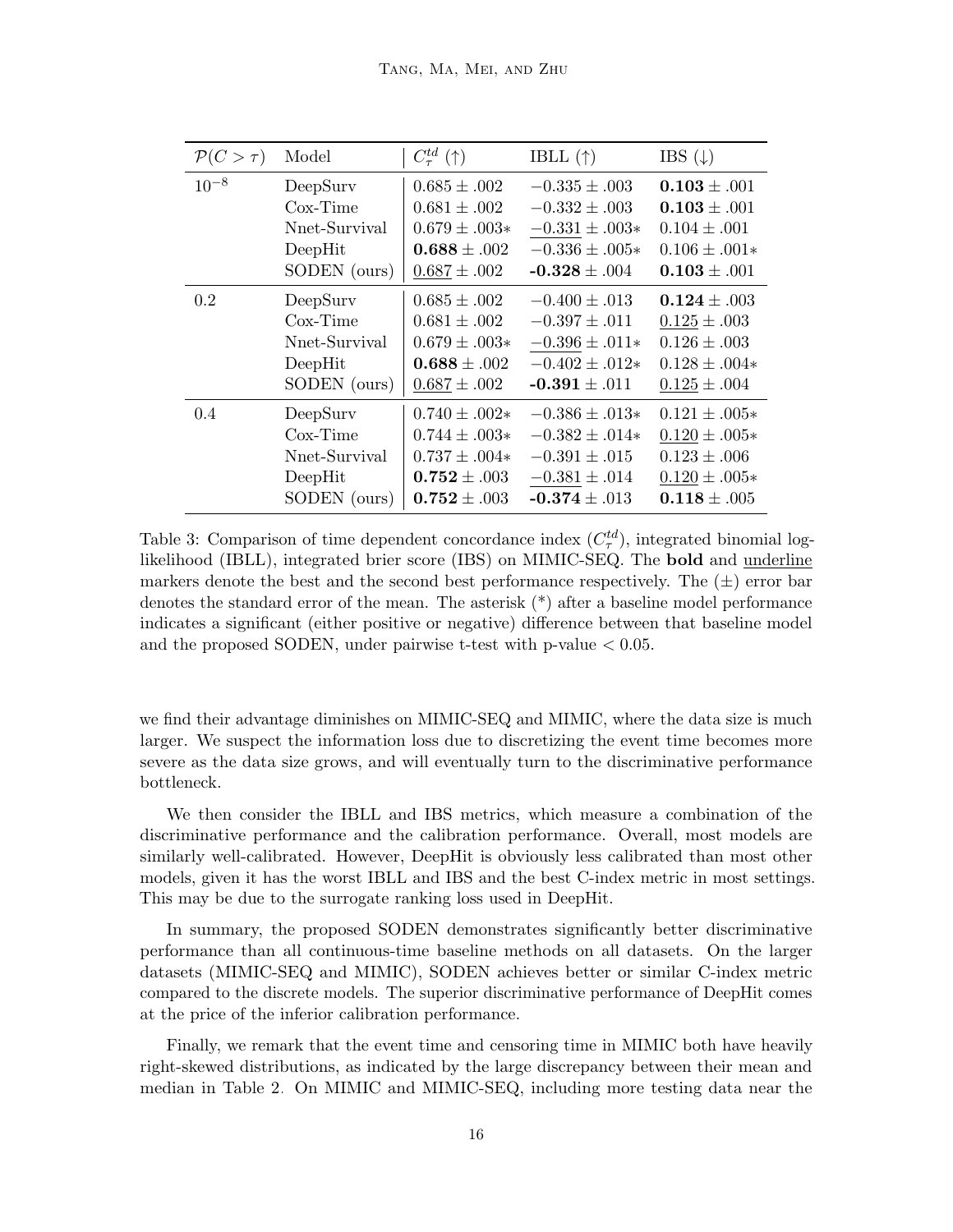| $\mathcal{P}(C > \tau)$ | Model | $C^{td}_{\tau}$ (↑) | IBLL (↑) | IBS (↓) |
|---|---|---|---|---|
| $10^{-8}$ | DeepSurv | $0.685 \pm .002$ | $-0.335 \pm .003$ | $\mathbf{0.103} \pm .001$ |
| | Cox-Time | $0.681 \pm .002$ | $-0.332 \pm .003$ | $\mathbf{0.103} \pm .001$ |
| | Nnet-Survival | $0.679 \pm .003*$ | $\underline{-0.331} \pm .003*$ | $0.104 \pm .001$ |
| | DeepHit | $\mathbf{0.688} \pm .002$ | $-0.336 \pm .005*$ | $0.106 \pm .001*$ |
| | SODEN (ours) | $\underline{0.687} \pm .002$ | $\mathbf{-0.328} \pm .004$ | $\mathbf{0.103} \pm .001$ |
| 0.2 | DeepSurv | $0.685 \pm .002$ | $-0.400 \pm .013$ | $\mathbf{0.124} \pm .003$ |
| | Cox-Time | $0.681 \pm .002$ | $-0.397 \pm .011$ | $\underline{0.125} \pm .003$ |
| | Nnet-Survival | $0.679 \pm .003*$ | $\underline{-0.396} \pm .011*$ | $0.126 \pm .003$ |
| | DeepHit | $\mathbf{0.688} \pm .002$ | $-0.402 \pm .012*$ | $0.128 \pm .004*$ |
| | SODEN (ours) | $\underline{0.687} \pm .002$ | $\mathbf{-0.391} \pm .011$ | $\underline{0.125} \pm .004$ |
| 0.4 | DeepSurv | $0.740 \pm .002*$ | $-0.386 \pm .013*$ | $0.121 \pm .005*$ |
| | Cox-Time | $0.744 \pm .003*$ | $-0.382 \pm .014*$ | $\underline{0.120} \pm .005*$ |
| | Nnet-Survival | $0.737 \pm .004*$ | $-0.391 \pm .015$ | $0.123 \pm .006$ |
| | DeepHit | $\mathbf{0.752} \pm .003$ | $\underline{-0.381} \pm .014$ | $\underline{0.120} \pm .005*$ |
| | SODEN (ours) | $\mathbf{0.752} \pm .003$ | $\mathbf{-0.374} \pm .013$ | $\mathbf{0.118} \pm .005$ |

Table 3: Comparison of time dependent concordance index ($C^{td}_{\tau}$), integrated binomial log-likelihood (IBLL), integrated brier score (IBS) on MIMIC-SEQ. The **bold** and underline markers denote the best and the second best performance respectively. The ($\pm$) error bar denotes the standard error of the mean. The asterisk (*) after a baseline model performance indicates a significant (either positive or negative) difference between that baseline model and the proposed SODEN, under pairwise t-test with p-value $< 0.05$.

we find their advantage diminishes on MIMIC-SEQ and MIMIC, where the data size is much larger. We suspect the information loss due to discretizing the event time becomes more severe as the data size grows, and will eventually turn to the discriminative performance bottleneck.

We then consider the IBLL and IBS metrics, which measure a combination of the discriminative performance and the calibration performance. Overall, most models are similarly well-calibrated. However, DeepHit is obviously less calibrated than most other models, given it has the worst IBLL and IBS and the best C-index metric in most settings. This may be due to the surrogate ranking loss used in DeepHit.

In summary, the proposed SODEN demonstrates significantly better discriminative performance than all continuous-time baseline methods on all datasets. On the larger datasets (MIMIC-SEQ and MIMIC), SODEN achieves better or similar C-index metric compared to the discrete models. The superior discriminative performance of DeepHit comes at the price of the inferior calibration performance.

Finally, we remark that the event time and censoring time in MIMIC both have heavily right-skewed distributions, as indicated by the large discrepancy between their mean and median in Table 2. On MIMIC and MIMIC-SEQ, including more testing data near the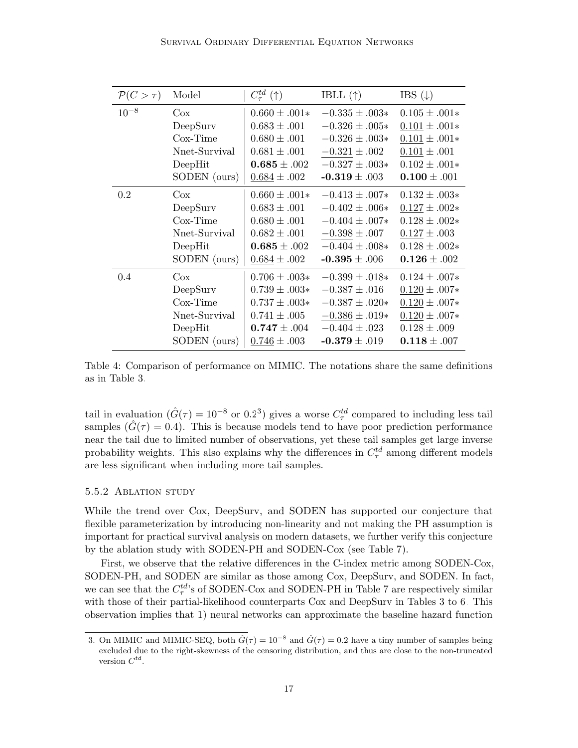| $\mathcal{P}(C > \tau)$ | Model | $C_\tau^{td}$ (↑) | IBLL (↑) | IBS (↓) |
|---|---|---|---|---|
| $10^{-8}$ | Cox | $0.660 \pm .001*$ | $-0.335 \pm .003*$ | $0.105 \pm .001*$ |
| | DeepSurv | $0.683 \pm .001$ | $-0.326 \pm .005*$ | $\underline{0.101} \pm .001*$ |
| | Cox-Time | $0.680 \pm .001$ | $-0.326 \pm .003*$ | $\underline{0.101} \pm .001*$ |
| | Nnet-Survival | $0.681 \pm .001$ | $\underline{-0.321} \pm .002$ | $\underline{0.101} \pm .001$ |
| | DeepHit | $\mathbf{0.685} \pm .002$ | $-0.327 \pm .003*$ | $0.102 \pm .001*$ |
| | SODEN (ours) | $\underline{0.684} \pm .002$ | $\mathbf{-0.319} \pm .003$ | $\mathbf{0.100} \pm .001$ |
| 0.2 | Cox | $0.660 \pm .001*$ | $-0.413 \pm .007*$ | $0.132 \pm .003*$ |
| | DeepSurv | $0.683 \pm .001$ | $-0.402 \pm .006*$ | $\underline{0.127} \pm .002*$ |
| | Cox-Time | $0.680 \pm .001$ | $-0.404 \pm .007*$ | $0.128 \pm .002*$ |
| | Nnet-Survival | $0.682 \pm .001$ | $\underline{-0.398} \pm .007$ | $\underline{0.127} \pm .003$ |
| | DeepHit | $\mathbf{0.685} \pm .002$ | $-0.404 \pm .008*$ | $0.128 \pm .002*$ |
| | SODEN (ours) | $\underline{0.684} \pm .002$ | $\mathbf{-0.395} \pm .006$ | $\mathbf{0.126} \pm .002$ |
| 0.4 | Cox | $0.706 \pm .003*$ | $-0.399 \pm .018*$ | $0.124 \pm .007*$ |
| | DeepSurv | $0.739 \pm .003*$ | $-0.387 \pm .016$ | $\underline{0.120} \pm .007*$ |
| | Cox-Time | $0.737 \pm .003*$ | $-0.387 \pm .020*$ | $\underline{0.120} \pm .007*$ |
| | Nnet-Survival | $0.741 \pm .005$ | $\underline{-0.386} \pm .019*$ | $\underline{0.120} \pm .007*$ |
| | DeepHit | $\mathbf{0.747} \pm .004$ | $-0.404 \pm .023$ | $0.128 \pm .009$ |
| | SODEN (ours) | $\underline{0.746} \pm .003$ | $\mathbf{-0.379} \pm .019$ | $\mathbf{0.118} \pm .007$ |

Table 4: Comparison of performance on MIMIC. The notations share the same definitions as in Table 3.

tail in evaluation ($\hat{G}(\tau) = 10^{-8}$ or 0.2[3]) gives a worse $C_\tau^{td}$ compared to including less tail samples ($\hat{G}(\tau) = 0.4$). This is because models tend to have poor prediction performance near the tail due to limited number of observations, yet these tail samples get large inverse probability weights. This also explains why the differences in $C_\tau^{td}$ among different models are less significant when including more tail samples.

#### 5.5.2 Ablation study

While the trend over Cox, DeepSurv, and SODEN has supported our conjecture that flexible parameterization by introducing non-linearity and not making the PH assumption is important for practical survival analysis on modern datasets, we further verify this conjecture by the ablation study with SODEN-PH and SODEN-Cox (see Table 7).

First, we observe that the relative differences in the C-index metric among SODEN-Cox, SODEN-PH, and SODEN are similar as those among Cox, DeepSurv, and SODEN. In fact, we can see that the $C_\tau^{td}$'s of SODEN-Cox and SODEN-PH in Table 7 are respectively similar with those of their partial-likelihood counterparts Cox and DeepSurv in Tables 3 to 6. This observation implies that 1) neural networks can approximate the baseline hazard function

3. On MIMIC and MIMIC-SEQ, both $\hat{G}(\tau) = 10^{-8}$ and $\hat{G}(\tau) = 0.2$ have a tiny number of samples being excluded due to the right-skewness of the censoring distribution, and thus are close to the non-truncated version $C^{td}$.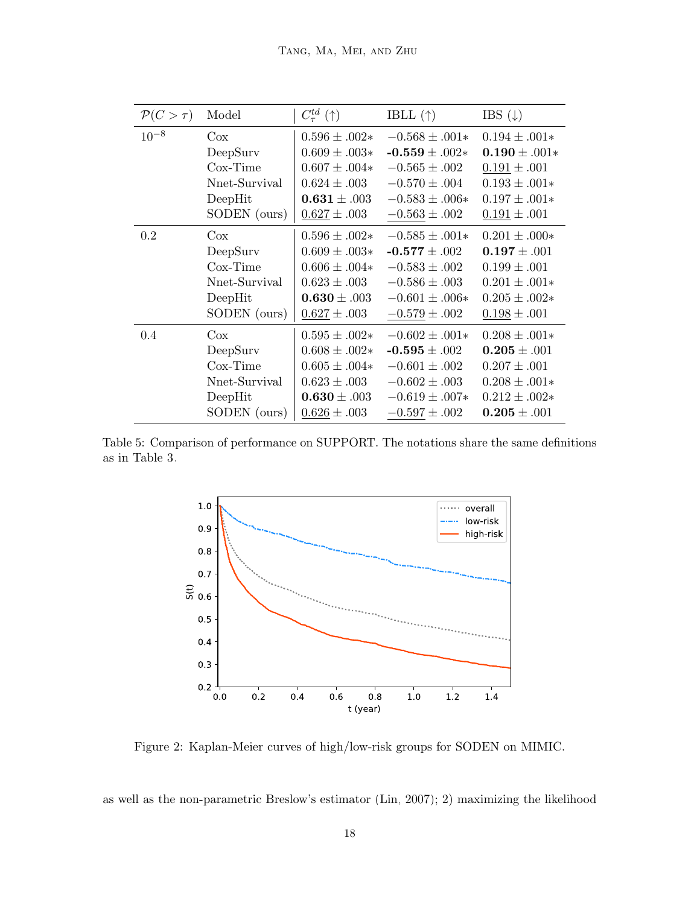| $\mathcal{P}(C > \tau)$ | Model | $C^{td}_{\tau}$ (↑) | IBLL (↑) | IBS (↓) |
|---|---|---|---|---|
| $10^{-8}$ | Cox | $0.596 \pm .002*$ | $-0.568 \pm .001*$ | $0.194 \pm .001*$ |
| | DeepSurv | $0.609 \pm .003*$ | $\mathbf{-0.559} \pm .002*$ | $\mathbf{0.190} \pm .001*$ |
| | Cox-Time | $0.607 \pm .004*$ | $-0.565 \pm .002$ | $\underline{0.191} \pm .001$ |
| | Nnet-Survival | $0.624 \pm .003$ | $-0.570 \pm .004$ | $0.193 \pm .001*$ |
| | DeepHit | $\mathbf{0.631} \pm .003$ | $-0.583 \pm .006*$ | $0.197 \pm .001*$ |
| | SODEN (ours) | $\underline{0.627} \pm .003$ | $\underline{-0.563} \pm .002$ | $\underline{0.191} \pm .001$ |
| 0.2 | Cox | $0.596 \pm .002*$ | $-0.585 \pm .001*$ | $0.201 \pm .000*$ |
| | DeepSurv | $0.609 \pm .003*$ | $\mathbf{-0.577} \pm .002$ | $\mathbf{0.197} \pm .001$ |
| | Cox-Time | $0.606 \pm .004*$ | $-0.583 \pm .002$ | $0.199 \pm .001$ |
| | Nnet-Survival | $0.623 \pm .003$ | $-0.586 \pm .003$ | $0.201 \pm .001*$ |
| | DeepHit | $\mathbf{0.630} \pm .003$ | $-0.601 \pm .006*$ | $0.205 \pm .002*$ |
| | SODEN (ours) | $\underline{0.627} \pm .003$ | $\underline{-0.579} \pm .002$ | $\underline{0.198} \pm .001$ |
| 0.4 | Cox | $0.595 \pm .002*$ | $-0.602 \pm .001*$ | $0.208 \pm .001*$ |
| | DeepSurv | $0.608 \pm .002*$ | $\mathbf{-0.595} \pm .002$ | $\mathbf{0.205} \pm .001$ |
| | Cox-Time | $0.605 \pm .004*$ | $-0.601 \pm .002$ | $0.207 \pm .001$ |
| | Nnet-Survival | $0.623 \pm .003$ | $-0.602 \pm .003$ | $0.208 \pm .001*$ |
| | DeepHit | $\mathbf{0.630} \pm .003$ | $-0.619 \pm .007*$ | $0.212 \pm .002*$ |
| | SODEN (ours) | $\underline{0.626} \pm .003$ | $\underline{-0.597} \pm .002$ | $\mathbf{0.205} \pm .001$ |

Table 5: Comparison of performance on SUPPORT. The notations share the same definitions as in Table 3.

Figure 2: Kaplan-Meier curves of high/low-risk groups for SODEN on MIMIC.

as well as the non-parametric Breslow's estimator (Lin, 2007); 2) maximizing the likelihood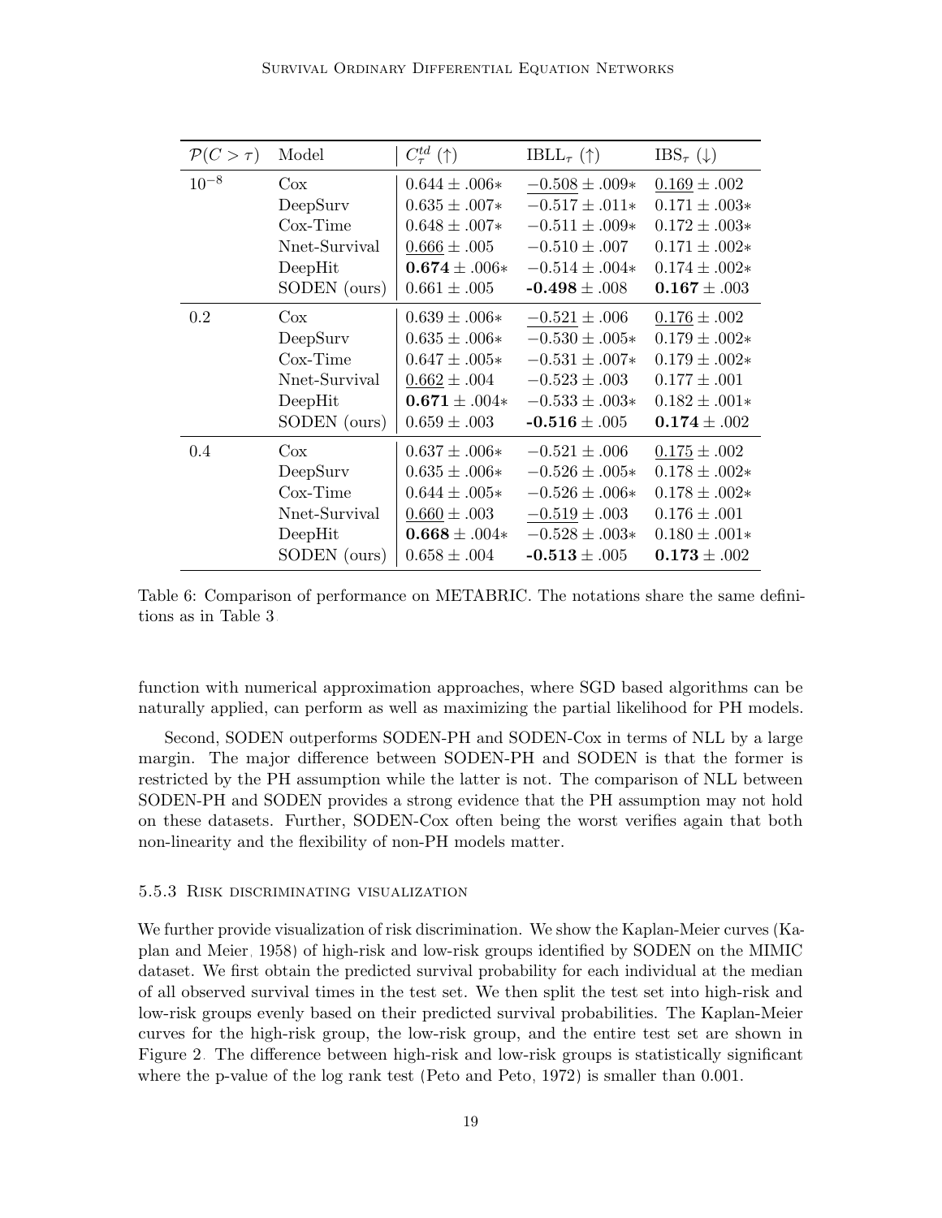| $\mathcal{P}(C > \tau)$ | Model | $C^{td}_{\tau}$ (↑) | IBLL$_{\tau}$ (↑) | IBS$_{\tau}$ (↓) |
|---|---|---|---|---|
| $10^{-8}$ | Cox | $0.644 \pm .006*$ | $\underline{-0.508} \pm .009*$ | $\underline{0.169} \pm .002$ |
| | DeepSurv | $0.635 \pm .007*$ | $-0.517 \pm .011*$ | $0.171 \pm .003*$ |
| | Cox-Time | $0.648 \pm .007*$ | $-0.511 \pm .009*$ | $0.172 \pm .003*$ |
| | Nnet-Survival | $\underline{0.666} \pm .005$ | $-0.510 \pm .007$ | $0.171 \pm .002*$ |
| | DeepHit | $\mathbf{0.674} \pm .006*$ | $-0.514 \pm .004*$ | $0.174 \pm .002*$ |
| | SODEN (ours) | $0.661 \pm .005$ | $\mathbf{-0.498} \pm .008$ | $\mathbf{0.167} \pm .003$ |
| 0.2 | Cox | $0.639 \pm .006*$ | $\underline{-0.521} \pm .006$ | $\underline{0.176} \pm .002$ |
| | DeepSurv | $0.635 \pm .006*$ | $-0.530 \pm .005*$ | $0.179 \pm .002*$ |
| | Cox-Time | $0.647 \pm .005*$ | $-0.531 \pm .007*$ | $0.179 \pm .002*$ |
| | Nnet-Survival | $\underline{0.662} \pm .004$ | $-0.523 \pm .003$ | $0.177 \pm .001$ |
| | DeepHit | $\mathbf{0.671} \pm .004*$ | $-0.533 \pm .003*$ | $0.182 \pm .001*$ |
| | SODEN (ours) | $0.659 \pm .003$ | $\mathbf{-0.516} \pm .005$ | $\mathbf{0.174} \pm .002$ |
| 0.4 | Cox | $0.637 \pm .006*$ | $-0.521 \pm .006$ | $\underline{0.175} \pm .002$ |
| | DeepSurv | $0.635 \pm .006*$ | $-0.526 \pm .005*$ | $0.178 \pm .002*$ |
| | Cox-Time | $0.644 \pm .005*$ | $-0.526 \pm .006*$ | $0.178 \pm .002*$ |
| | Nnet-Survival | $\underline{0.660} \pm .003$ | $\underline{-0.519} \pm .003$ | $0.176 \pm .001$ |
| | DeepHit | $\mathbf{0.668} \pm .004*$ | $-0.528 \pm .003*$ | $0.180 \pm .001*$ |
| | SODEN (ours) | $0.658 \pm .004$ | $\mathbf{-0.513} \pm .005$ | $\mathbf{0.173} \pm .002$ |

Table 6: Comparison of performance on METABRIC. The notations share the same definitions as in Table 3.

function with numerical approximation approaches, where SGD based algorithms can be naturally applied, can perform as well as maximizing the partial likelihood for PH models.

Second, SODEN outperforms SODEN-PH and SODEN-Cox in terms of NLL by a large margin. The major difference between SODEN-PH and SODEN is that the former is restricted by the PH assumption while the latter is not. The comparison of NLL between SODEN-PH and SODEN provides a strong evidence that the PH assumption may not hold on these datasets. Further, SODEN-Cox often being the worst verifies again that both non-linearity and the flexibility of non-PH models matter.

### 5.5.3 Risk discriminating visualization

We further provide visualization of risk discrimination. We show the Kaplan-Meier curves (Kaplan and Meier, 1958) of high-risk and low-risk groups identified by SODEN on the MIMIC dataset. We first obtain the predicted survival probability for each individual at the median of all observed survival times in the test set. We then split the test set into high-risk and low-risk groups evenly based on their predicted survival probabilities. The Kaplan-Meier curves for the high-risk group, the low-risk group, and the entire test set are shown in Figure 2. The difference between high-risk and low-risk groups is statistically significant where the p-value of the log rank test (Peto and Peto, 1972) is smaller than 0.001.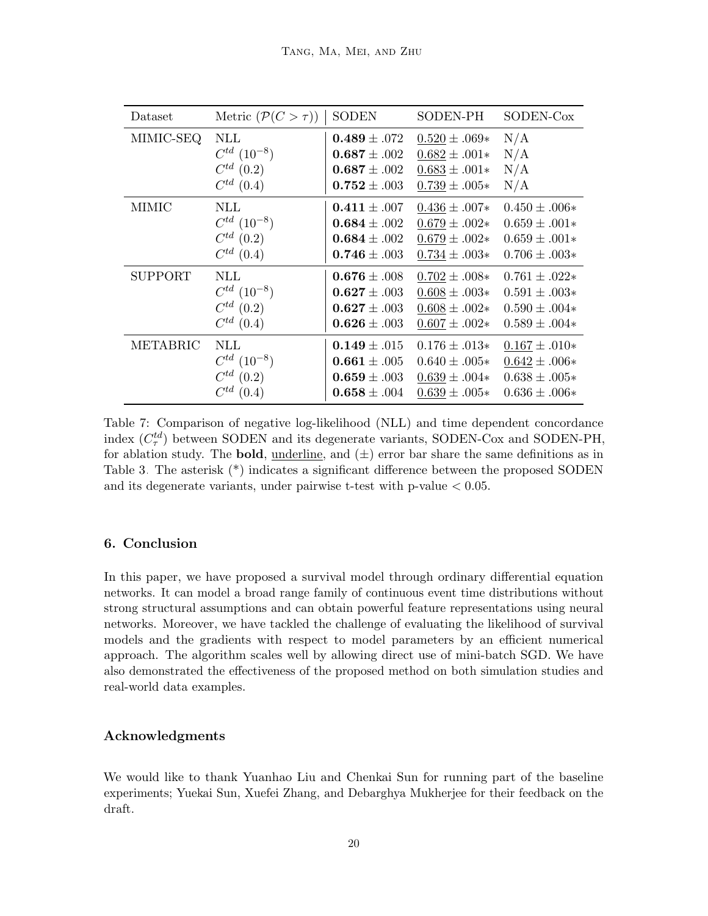| Dataset | Metric ($\mathcal{P}(C > \tau)$) | SODEN | SODEN-PH | SODEN-Cox |
|---|---|---|---|---|
| MIMIC-SEQ | NLL | **0.489** ± .072 | <u>0.520</u> ± .069∗ | N/A |
| | $C^{td}$ ($10^{-8}$) | **0.687** ± .002 | <u>0.682</u> ± .001∗ | N/A |
| | $C^{td}$ (0.2) | **0.687** ± .002 | <u>0.683</u> ± .001∗ | N/A |
| | $C^{td}$ (0.4) | **0.752** ± .003 | <u>0.739</u> ± .005∗ | N/A |
| MIMIC | NLL | **0.411** ± .007 | <u>0.436</u> ± .007∗ | 0.450 ± .006∗ |
| | $C^{td}$ ($10^{-8}$) | **0.684** ± .002 | <u>0.679</u> ± .002∗ | 0.659 ± .001∗ |
| | $C^{td}$ (0.2) | **0.684** ± .002 | <u>0.679</u> ± .002∗ | 0.659 ± .001∗ |
| | $C^{td}$ (0.4) | **0.746** ± .003 | <u>0.734</u> ± .003∗ | 0.706 ± .003∗ |
| SUPPORT | NLL | **0.676** ± .008 | <u>0.702</u> ± .008∗ | 0.761 ± .022∗ |
| | $C^{td}$ ($10^{-8}$) | **0.627** ± .003 | <u>0.608</u> ± .003∗ | 0.591 ± .003∗ |
| | $C^{td}$ (0.2) | **0.627** ± .003 | <u>0.608</u> ± .002∗ | 0.590 ± .004∗ |
| | $C^{td}$ (0.4) | **0.626** ± .003 | <u>0.607</u> ± .002∗ | 0.589 ± .004∗ |
| METABRIC | NLL | **0.149** ± .015 | 0.176 ± .013∗ | <u>0.167</u> ± .010∗ |
| | $C^{td}$ ($10^{-8}$) | **0.661** ± .005 | 0.640 ± .005∗ | <u>0.642</u> ± .006∗ |
| | $C^{td}$ (0.2) | **0.659** ± .003 | <u>0.639</u> ± .004∗ | 0.638 ± .005∗ |
| | $C^{td}$ (0.4) | **0.658** ± .004 | <u>0.639</u> ± .005∗ | 0.636 ± .006∗ |

Table 7: Comparison of negative log-likelihood (NLL) and time dependent concordance index ($C^{td}_{\tau}$) between SODEN and its degenerate variants, SODEN-Cox and SODEN-PH, for ablation study. The **bold**, <u>underline</u>, and (±) error bar share the same definitions as in Table 3. The asterisk (*) indicates a significant difference between the proposed SODEN and its degenerate variants, under pairwise t-test with p-value $< 0.05$.

## 6. Conclusion

In this paper, we have proposed a survival model through ordinary differential equation networks. It can model a broad range family of continuous event time distributions without strong structural assumptions and can obtain powerful feature representations using neural networks. Moreover, we have tackled the challenge of evaluating the likelihood of survival models and the gradients with respect to model parameters by an efficient numerical approach. The algorithm scales well by allowing direct use of mini-batch SGD. We have also demonstrated the effectiveness of the proposed method on both simulation studies and real-world data examples.

## Acknowledgments

We would like to thank Yuanhao Liu and Chenkai Sun for running part of the baseline experiments; Yuekai Sun, Xuefei Zhang, and Debarghya Mukherjee for their feedback on the draft.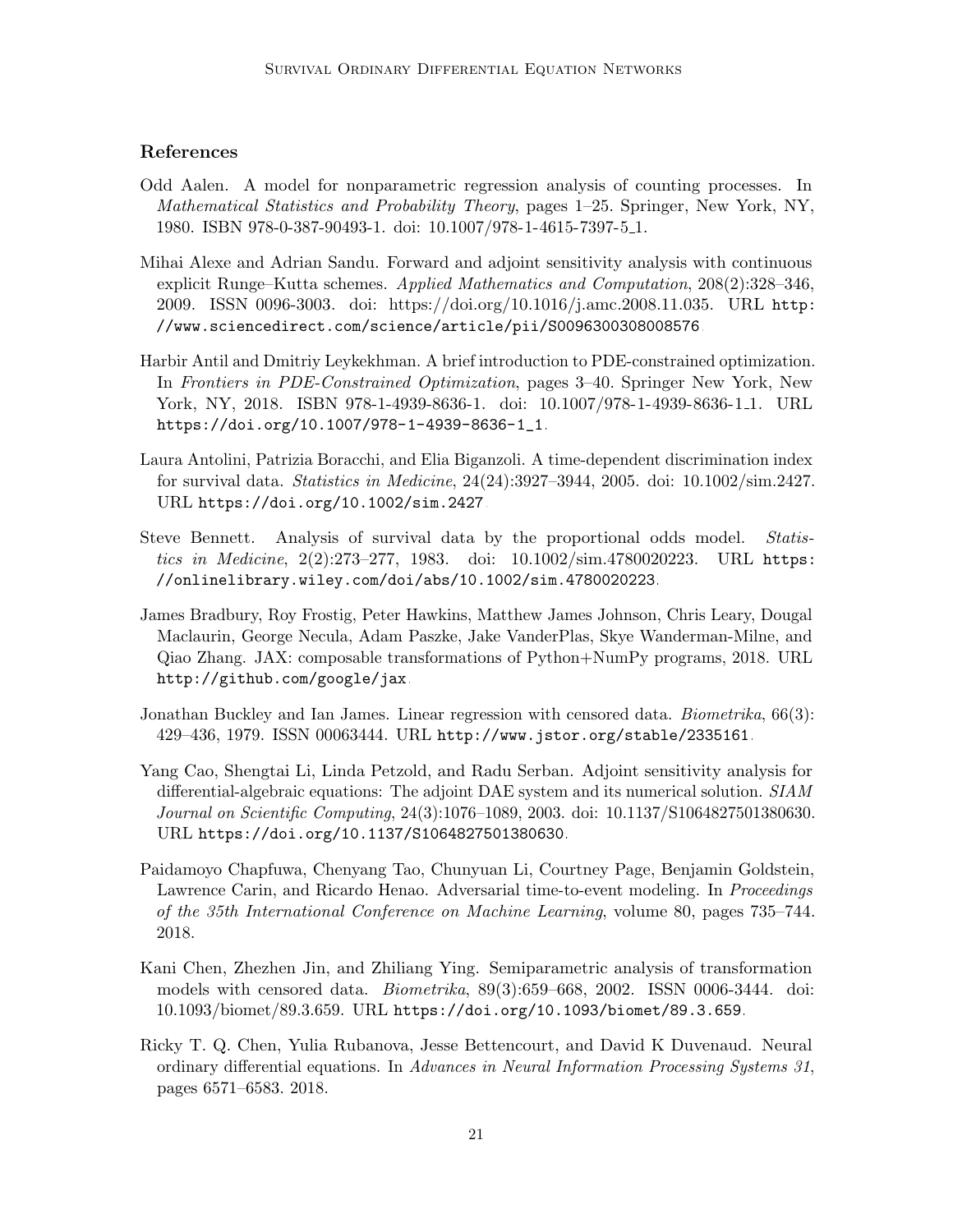## References

Odd Aalen. A model for nonparametric regression analysis of counting processes. In *Mathematical Statistics and Probability Theory*, pages 1–25. Springer, New York, NY, 1980. ISBN 978-0-387-90493-1. doi: 10.1007/978-1-4615-7397-5_1.

Mihai Alexe and Adrian Sandu. Forward and adjoint sensitivity analysis with continuous explicit Runge–Kutta schemes. *Applied Mathematics and Computation*, 208(2):328–346, 2009. ISSN 0096-3003. doi: https://doi.org/10.1016/j.amc.2008.11.035. URL http://www.sciencedirect.com/science/article/pii/S0096300308008576.

Harbir Antil and Dmitriy Leykekhman. A brief introduction to PDE-constrained optimization. In *Frontiers in PDE-Constrained Optimization*, pages 3–40. Springer New York, New York, NY, 2018. ISBN 978-1-4939-8636-1. doi: 10.1007/978-1-4939-8636-1_1. URL https://doi.org/10.1007/978-1-4939-8636-1_1.

Laura Antolini, Patrizia Boracchi, and Elia Biganzoli. A time-dependent discrimination index for survival data. *Statistics in Medicine*, 24(24):3927–3944, 2005. doi: 10.1002/sim.2427. URL https://doi.org/10.1002/sim.2427.

Steve Bennett. Analysis of survival data by the proportional odds model. *Statistics in Medicine*, 2(2):273–277, 1983. doi: 10.1002/sim.4780020223. URL https://onlinelibrary.wiley.com/doi/abs/10.1002/sim.4780020223.

James Bradbury, Roy Frostig, Peter Hawkins, Matthew James Johnson, Chris Leary, Dougal Maclaurin, George Necula, Adam Paszke, Jake VanderPlas, Skye Wanderman-Milne, and Qiao Zhang. JAX: composable transformations of Python+NumPy programs, 2018. URL http://github.com/google/jax.

Jonathan Buckley and Ian James. Linear regression with censored data. *Biometrika*, 66(3): 429–436, 1979. ISSN 00063444. URL http://www.jstor.org/stable/2335161.

Yang Cao, Shengtai Li, Linda Petzold, and Radu Serban. Adjoint sensitivity analysis for differential-algebraic equations: The adjoint DAE system and its numerical solution. *SIAM Journal on Scientific Computing*, 24(3):1076–1089, 2003. doi: 10.1137/S1064827501380630. URL https://doi.org/10.1137/S1064827501380630.

Paidamoyo Chapfuwa, Chenyang Tao, Chunyuan Li, Courtney Page, Benjamin Goldstein, Lawrence Carin, and Ricardo Henao. Adversarial time-to-event modeling. In *Proceedings of the 35th International Conference on Machine Learning*, volume 80, pages 735–744. 2018.

Kani Chen, Zhezhen Jin, and Zhiliang Ying. Semiparametric analysis of transformation models with censored data. *Biometrika*, 89(3):659–668, 2002. ISSN 0006-3444. doi: 10.1093/biomet/89.3.659. URL https://doi.org/10.1093/biomet/89.3.659.

Ricky T. Q. Chen, Yulia Rubanova, Jesse Bettencourt, and David K Duvenaud. Neural ordinary differential equations. In *Advances in Neural Information Processing Systems 31*, pages 6571–6583. 2018.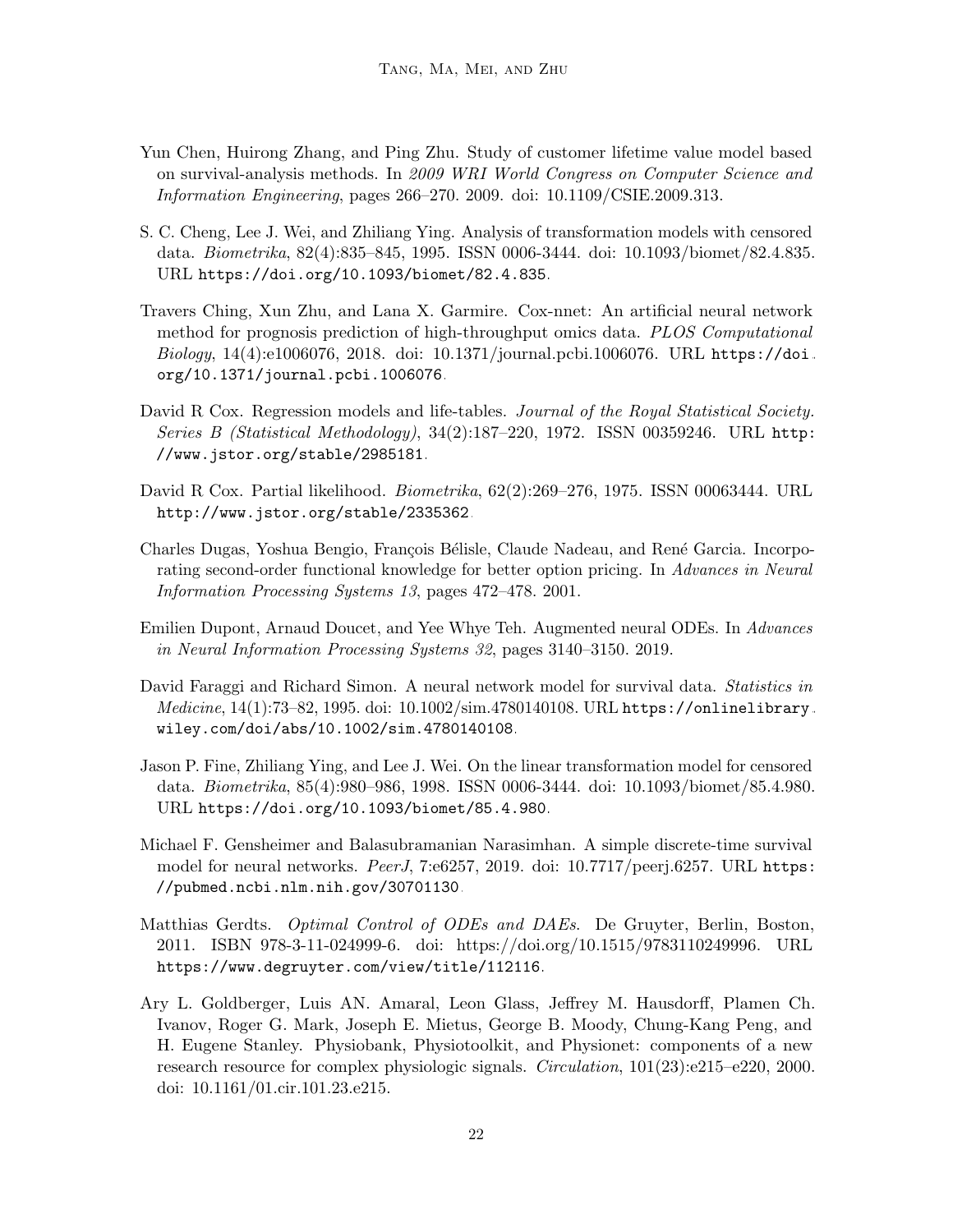Yun Chen, Huirong Zhang, and Ping Zhu. Study of customer lifetime value model based on survival-analysis methods. In *2009 WRI World Congress on Computer Science and Information Engineering*, pages 266–270. 2009. doi: 10.1109/CSIE.2009.313.

S. C. Cheng, Lee J. Wei, and Zhiliang Ying. Analysis of transformation models with censored data. *Biometrika*, 82(4):835–845, 1995. ISSN 0006-3444. doi: 10.1093/biomet/82.4.835. URL https://doi.org/10.1093/biomet/82.4.835.

Travers Ching, Xun Zhu, and Lana X. Garmire. Cox-nnet: An artificial neural network method for prognosis prediction of high-throughput omics data. *PLOS Computational Biology*, 14(4):e1006076, 2018. doi: 10.1371/journal.pcbi.1006076. URL https://doi.org/10.1371/journal.pcbi.1006076.

David R Cox. Regression models and life-tables. *Journal of the Royal Statistical Society. Series B (Statistical Methodology)*, 34(2):187–220, 1972. ISSN 00359246. URL http://www.jstor.org/stable/2985181.

David R Cox. Partial likelihood. *Biometrika*, 62(2):269–276, 1975. ISSN 00063444. URL http://www.jstor.org/stable/2335362.

Charles Dugas, Yoshua Bengio, François Bélisle, Claude Nadeau, and René Garcia. Incorporating second-order functional knowledge for better option pricing. In *Advances in Neural Information Processing Systems 13*, pages 472–478. 2001.

Emilien Dupont, Arnaud Doucet, and Yee Whye Teh. Augmented neural ODEs. In *Advances in Neural Information Processing Systems 32*, pages 3140–3150. 2019.

David Faraggi and Richard Simon. A neural network model for survival data. *Statistics in Medicine*, 14(1):73–82, 1995. doi: 10.1002/sim.4780140108. URL https://onlinelibrary.wiley.com/doi/abs/10.1002/sim.4780140108.

Jason P. Fine, Zhiliang Ying, and Lee J. Wei. On the linear transformation model for censored data. *Biometrika*, 85(4):980–986, 1998. ISSN 0006-3444. doi: 10.1093/biomet/85.4.980. URL https://doi.org/10.1093/biomet/85.4.980.

Michael F. Gensheimer and Balasubramanian Narasimhan. A simple discrete-time survival model for neural networks. *PeerJ*, 7:e6257, 2019. doi: 10.7717/peerj.6257. URL https://pubmed.ncbi.nlm.nih.gov/30701130.

Matthias Gerdts. *Optimal Control of ODEs and DAEs*. De Gruyter, Berlin, Boston, 2011. ISBN 978-3-11-024999-6. doi: https://doi.org/10.1515/9783110249996. URL https://www.degruyter.com/view/title/112116.

Ary L. Goldberger, Luis AN. Amaral, Leon Glass, Jeffrey M. Hausdorff, Plamen Ch. Ivanov, Roger G. Mark, Joseph E. Mietus, George B. Moody, Chung-Kang Peng, and H. Eugene Stanley. Physiobank, Physiotoolkit, and Physionet: components of a new research resource for complex physiologic signals. *Circulation*, 101(23):e215–e220, 2000. doi: 10.1161/01.cir.101.23.e215.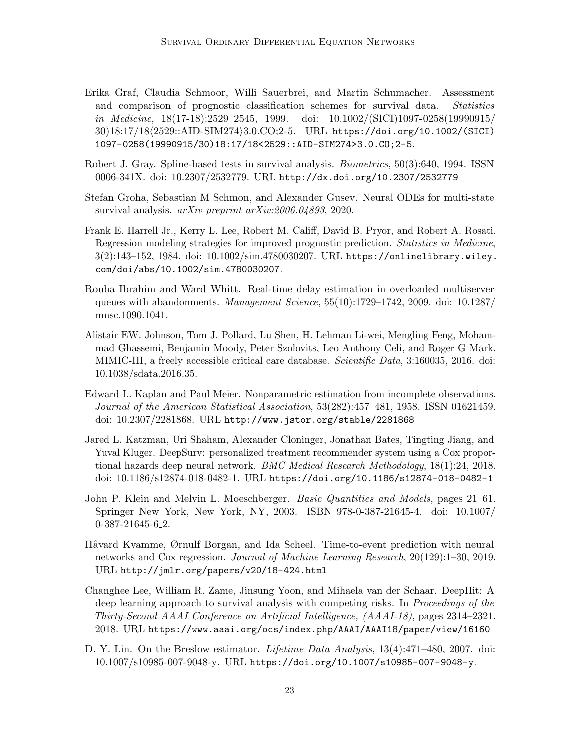Erika Graf, Claudia Schmoor, Willi Sauerbrei, and Martin Schumacher. Assessment and comparison of prognostic classification schemes for survival data. *Statistics in Medicine*, 18(17-18):2529–2545, 1999. doi: 10.1002/(SICI)1097-0258(19990915/30)18:17/18⟨2529::AID-SIM274⟩3.0.CO;2-5. URL `https://doi.org/10.1002/(SICI)1097-0258(19990915/30)18:17/18<2529::AID-SIM274>3.0.CO;2-5`.

Robert J. Gray. Spline-based tests in survival analysis. *Biometrics*, 50(3):640, 1994. ISSN 0006-341X. doi: 10.2307/2532779. URL `http://dx.doi.org/10.2307/2532779`.

Stefan Groha, Sebastian M Schmon, and Alexander Gusev. Neural ODEs for multi-state survival analysis. *arXiv preprint arXiv:2006.04893*, 2020.

Frank E. Harrell Jr., Kerry L. Lee, Robert M. Califf, David B. Pryor, and Robert A. Rosati. Regression modeling strategies for improved prognostic prediction. *Statistics in Medicine*, 3(2):143–152, 1984. doi: 10.1002/sim.4780030207. URL `https://onlinelibrary.wiley.com/doi/abs/10.1002/sim.4780030207`.

Rouba Ibrahim and Ward Whitt. Real-time delay estimation in overloaded multiserver queues with abandonments. *Management Science*, 55(10):1729–1742, 2009. doi: 10.1287/mnsc.1090.1041.

Alistair EW. Johnson, Tom J. Pollard, Lu Shen, H. Lehman Li-wei, Mengling Feng, Mohammad Ghassemi, Benjamin Moody, Peter Szolovits, Leo Anthony Celi, and Roger G Mark. MIMIC-III, a freely accessible critical care database. *Scientific Data*, 3:160035, 2016. doi: 10.1038/sdata.2016.35.

Edward L. Kaplan and Paul Meier. Nonparametric estimation from incomplete observations. *Journal of the American Statistical Association*, 53(282):457–481, 1958. ISSN 01621459. doi: 10.2307/2281868. URL `http://www.jstor.org/stable/2281868`.

Jared L. Katzman, Uri Shaham, Alexander Cloninger, Jonathan Bates, Tingting Jiang, and Yuval Kluger. DeepSurv: personalized treatment recommender system using a Cox proportional hazards deep neural network. *BMC Medical Research Methodology*, 18(1):24, 2018. doi: 10.1186/s12874-018-0482-1. URL `https://doi.org/10.1186/s12874-018-0482-1`.

John P. Klein and Melvin L. Moeschberger. *Basic Quantities and Models*, pages 21–61. Springer New York, New York, NY, 2003. ISBN 978-0-387-21645-4. doi: 10.1007/0-387-21645-6_2.

Håvard Kvamme, Ørnulf Borgan, and Ida Scheel. Time-to-event prediction with neural networks and Cox regression. *Journal of Machine Learning Research*, 20(129):1–30, 2019. URL `http://jmlr.org/papers/v20/18-424.html`.

Changhee Lee, William R. Zame, Jinsung Yoon, and Mihaela van der Schaar. DeepHit: A deep learning approach to survival analysis with competing risks. In *Proceedings of the Thirty-Second AAAI Conference on Artificial Intelligence, (AAAI-18)*, pages 2314–2321. 2018. URL `https://www.aaai.org/ocs/index.php/AAAI/AAAI18/paper/view/16160`.

D. Y. Lin. On the Breslow estimator. *Lifetime Data Analysis*, 13(4):471–480, 2007. doi: 10.1007/s10985-007-9048-y. URL `https://doi.org/10.1007/s10985-007-9048-y`.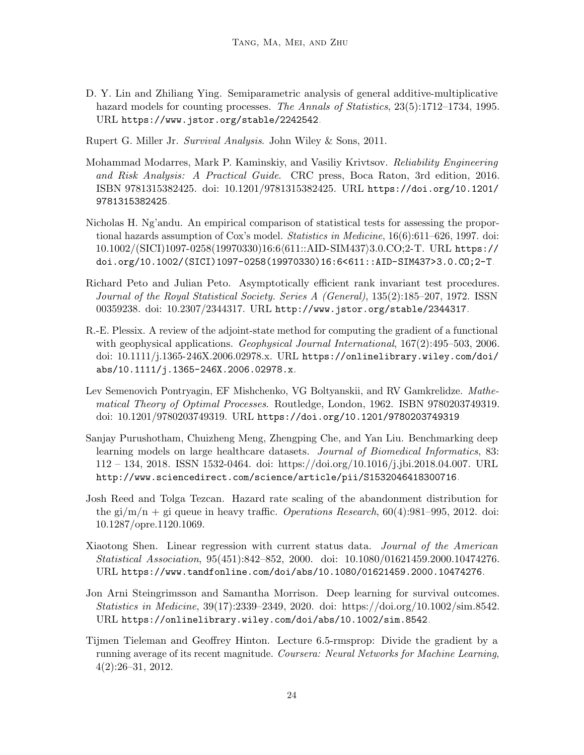D. Y. Lin and Zhiliang Ying. Semiparametric analysis of general additive-multiplicative hazard models for counting processes. *The Annals of Statistics*, 23(5):1712–1734, 1995. URL https://www.jstor.org/stable/2242542.

Rupert G. Miller Jr. *Survival Analysis*. John Wiley & Sons, 2011.

Mohammad Modarres, Mark P. Kaminskiy, and Vasiliy Krivtsov. *Reliability Engineering and Risk Analysis: A Practical Guide*. CRC press, Boca Raton, 3rd edition, 2016. ISBN 9781315382425. doi: 10.1201/9781315382425. URL https://doi.org/10.1201/9781315382425.

Nicholas H. Ng'andu. An empirical comparison of statistical tests for assessing the proportional hazards assumption of Cox's model. *Statistics in Medicine*, 16(6):611–626, 1997. doi: 10.1002/(SICI)1097-0258(19970330)16:6⟨611::AID-SIM437⟩3.0.CO;2-T. URL https://doi.org/10.1002/(SICI)1097-0258(19970330)16:6<611::AID-SIM437>3.0.CO;2-T.

Richard Peto and Julian Peto. Asymptotically efficient rank invariant test procedures. *Journal of the Royal Statistical Society. Series A (General)*, 135(2):185–207, 1972. ISSN 00359238. doi: 10.2307/2344317. URL http://www.jstor.org/stable/2344317.

R.-E. Plessix. A review of the adjoint-state method for computing the gradient of a functional with geophysical applications. *Geophysical Journal International*, 167(2):495–503, 2006. doi: 10.1111/j.1365-246X.2006.02978.x. URL https://onlinelibrary.wiley.com/doi/abs/10.1111/j.1365-246X.2006.02978.x.

Lev Semenovich Pontryagin, EF Mishchenko, VG Boltyanskii, and RV Gamkrelidze. *Mathematical Theory of Optimal Processes*. Routledge, London, 1962. ISBN 9780203749319. doi: 10.1201/9780203749319. URL https://doi.org/10.1201/9780203749319.

Sanjay Purushotham, Chuizheng Meng, Zhengping Che, and Yan Liu. Benchmarking deep learning models on large healthcare datasets. *Journal of Biomedical Informatics*, 83: 112 – 134, 2018. ISSN 1532-0464. doi: https://doi.org/10.1016/j.jbi.2018.04.007. URL http://www.sciencedirect.com/science/article/pii/S1532046418300716.

Josh Reed and Tolga Tezcan. Hazard rate scaling of the abandonment distribution for the gi/m/n + gi queue in heavy traffic. *Operations Research*, 60(4):981–995, 2012. doi: 10.1287/opre.1120.1069.

Xiaotong Shen. Linear regression with current status data. *Journal of the American Statistical Association*, 95(451):842–852, 2000. doi: 10.1080/01621459.2000.10474276. URL https://www.tandfonline.com/doi/abs/10.1080/01621459.2000.10474276.

Jon Arni Steingrimsson and Samantha Morrison. Deep learning for survival outcomes. *Statistics in Medicine*, 39(17):2339–2349, 2020. doi: https://doi.org/10.1002/sim.8542. URL https://onlinelibrary.wiley.com/doi/abs/10.1002/sim.8542.

Tijmen Tieleman and Geoffrey Hinton. Lecture 6.5-rmsprop: Divide the gradient by a running average of its recent magnitude. *Coursera: Neural Networks for Machine Learning*, 4(2):26–31, 2012.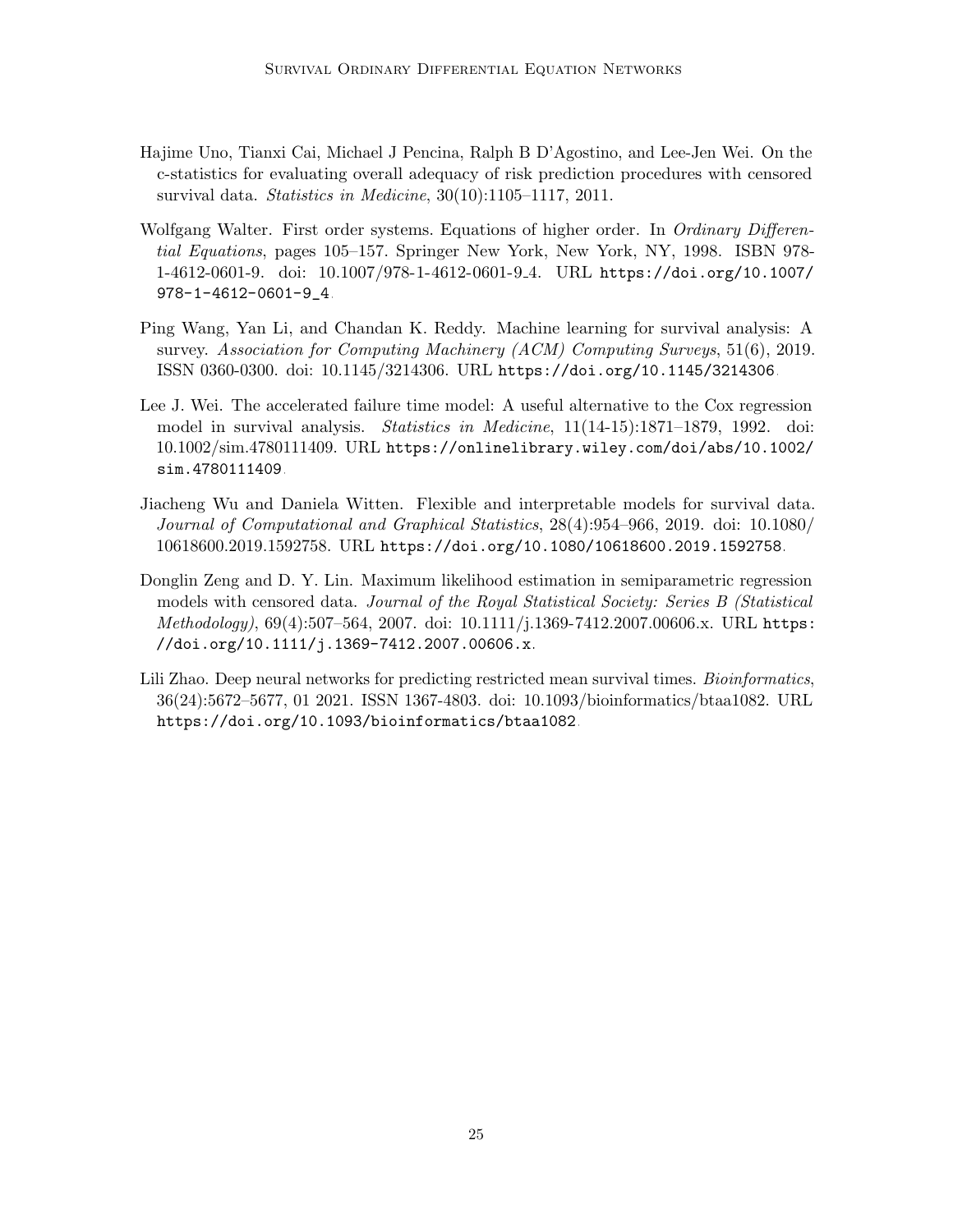Hajime Uno, Tianxi Cai, Michael J Pencina, Ralph B D'Agostino, and Lee-Jen Wei. On the c-statistics for evaluating overall adequacy of risk prediction procedures with censored survival data. *Statistics in Medicine*, 30(10):1105–1117, 2011.

Wolfgang Walter. First order systems. Equations of higher order. In *Ordinary Differential Equations*, pages 105–157. Springer New York, New York, NY, 1998. ISBN 978-1-4612-0601-9. doi: 10.1007/978-1-4612-0601-9_4. URL https://doi.org/10.1007/978-1-4612-0601-9_4.

Ping Wang, Yan Li, and Chandan K. Reddy. Machine learning for survival analysis: A survey. *Association for Computing Machinery (ACM) Computing Surveys*, 51(6), 2019. ISSN 0360-0300. doi: 10.1145/3214306. URL https://doi.org/10.1145/3214306.

Lee J. Wei. The accelerated failure time model: A useful alternative to the Cox regression model in survival analysis. *Statistics in Medicine*, 11(14-15):1871–1879, 1992. doi: 10.1002/sim.4780111409. URL https://onlinelibrary.wiley.com/doi/abs/10.1002/sim.4780111409.

Jiacheng Wu and Daniela Witten. Flexible and interpretable models for survival data. *Journal of Computational and Graphical Statistics*, 28(4):954–966, 2019. doi: 10.1080/10618600.2019.1592758. URL https://doi.org/10.1080/10618600.2019.1592758.

Donglin Zeng and D. Y. Lin. Maximum likelihood estimation in semiparametric regression models with censored data. *Journal of the Royal Statistical Society: Series B (Statistical Methodology)*, 69(4):507–564, 2007. doi: 10.1111/j.1369-7412.2007.00606.x. URL https://doi.org/10.1111/j.1369-7412.2007.00606.x.

Lili Zhao. Deep neural networks for predicting restricted mean survival times. *Bioinformatics*, 36(24):5672–5677, 01 2021. ISSN 1367-4803. doi: 10.1093/bioinformatics/btaa1082. URL https://doi.org/10.1093/bioinformatics/btaa1082.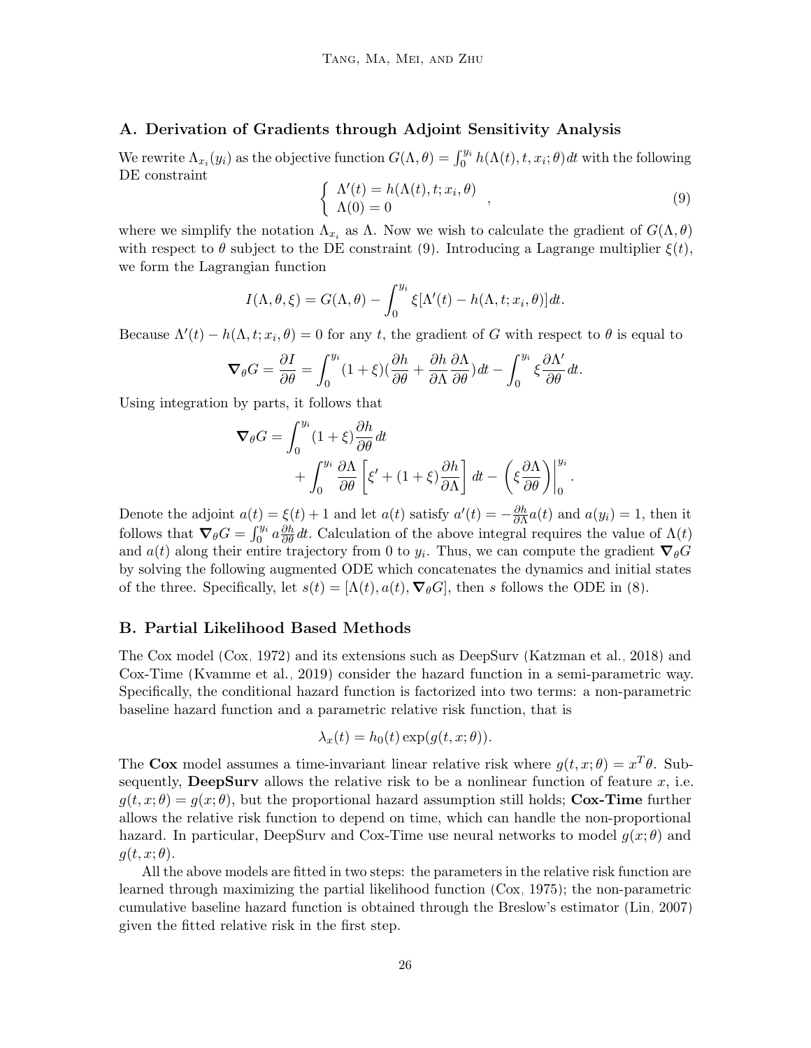## A. Derivation of Gradients through Adjoint Sensitivity Analysis

We rewrite $\Lambda_{x_i}(y_i)$ as the objective function $G(\Lambda, \theta) = \int_0^{y_i} h(\Lambda(t), t, x_i; \theta) dt$ with the following DE constraint

$$
\begin{cases} \Lambda'(t) = h(\Lambda(t), t; x_i, \theta) \\ \Lambda(0) = 0 \end{cases}, \tag{9}
$$

where we simplify the notation $\Lambda_{x_i}$ as $\Lambda$. Now we wish to calculate the gradient of $G(\Lambda, \theta)$ with respect to $\theta$ subject to the DE constraint (9). Introducing a Lagrange multiplier $\xi(t)$, we form the Lagrangian function

$$
I(\Lambda, \theta, \xi) = G(\Lambda, \theta) - \int_0^{y_i} \xi[\Lambda'(t) - h(\Lambda, t; x_i, \theta)] dt.
$$

Because $\Lambda'(t) - h(\Lambda, t; x_i, \theta) = 0$ for any $t$, the gradient of $G$ with respect to $\theta$ is equal to

$$
\boldsymbol{\nabla}_\theta G = \frac{\partial I}{\partial \theta} = \int_0^{y_i} (1 + \xi)(\frac{\partial h}{\partial \theta} + \frac{\partial h}{\partial \Lambda}\frac{\partial \Lambda}{\partial \theta}) dt - \int_0^{y_i} \xi \frac{\partial \Lambda'}{\partial \theta} dt.
$$

Using integration by parts, it follows that

$$
\begin{aligned}
\boldsymbol{\nabla}_\theta G = &\int_0^{y_i} (1 + \xi)\frac{\partial h}{\partial \theta} dt \\
&+ \int_0^{y_i} \frac{\partial \Lambda}{\partial \theta}\left[\xi' + (1 + \xi)\frac{\partial h}{\partial \Lambda}\right] dt - \left(\xi \frac{\partial \Lambda}{\partial \theta}\right)\Bigg|_0^{y_i}.
\end{aligned}
$$

Denote the adjoint $a(t) = \xi(t) + 1$ and let $a(t)$ satisfy $a'(t) = -\frac{\partial h}{\partial \Lambda} a(t)$ and $a(y_i) = 1$, then it follows that $\boldsymbol{\nabla}_\theta G = \int_0^{y_i} a \frac{\partial h}{\partial \theta} dt$. Calculation of the above integral requires the value of $\Lambda(t)$ and $a(t)$ along their entire trajectory from 0 to $y_i$. Thus, we can compute the gradient $\boldsymbol{\nabla}_\theta G$ by solving the following augmented ODE which concatenates the dynamics and initial states of the three. Specifically, let $s(t) = [\Lambda(t), a(t), \boldsymbol{\nabla}_\theta G]$, then $s$ follows the ODE in (8).

## B. Partial Likelihood Based Methods

The Cox model (Cox, 1972) and its extensions such as DeepSurv (Katzman et al., 2018) and Cox-Time (Kvamme et al., 2019) consider the hazard function in a semi-parametric way. Specifically, the conditional hazard function is factorized into two terms: a non-parametric baseline hazard function and a parametric relative risk function, that is

$$
\lambda_x(t) = h_0(t) \exp(g(t, x; \theta)).
$$

The **Cox** model assumes a time-invariant linear relative risk where $g(t, x; \theta) = x^T\theta$. Subsequently, **DeepSurv** allows the relative risk to be a nonlinear function of feature $x$, i.e. $g(t, x; \theta) = g(x; \theta)$, but the proportional hazard assumption still holds; **Cox-Time** further allows the relative risk function to depend on time, which can handle the non-proportional hazard. In particular, DeepSurv and Cox-Time use neural networks to model $g(x; \theta)$ and $g(t, x; \theta)$.

All the above models are fitted in two steps: the parameters in the relative risk function are learned through maximizing the partial likelihood function (Cox, 1975); the non-parametric cumulative baseline hazard function is obtained through the Breslow's estimator (Lin, 2007) given the fitted relative risk in the first step.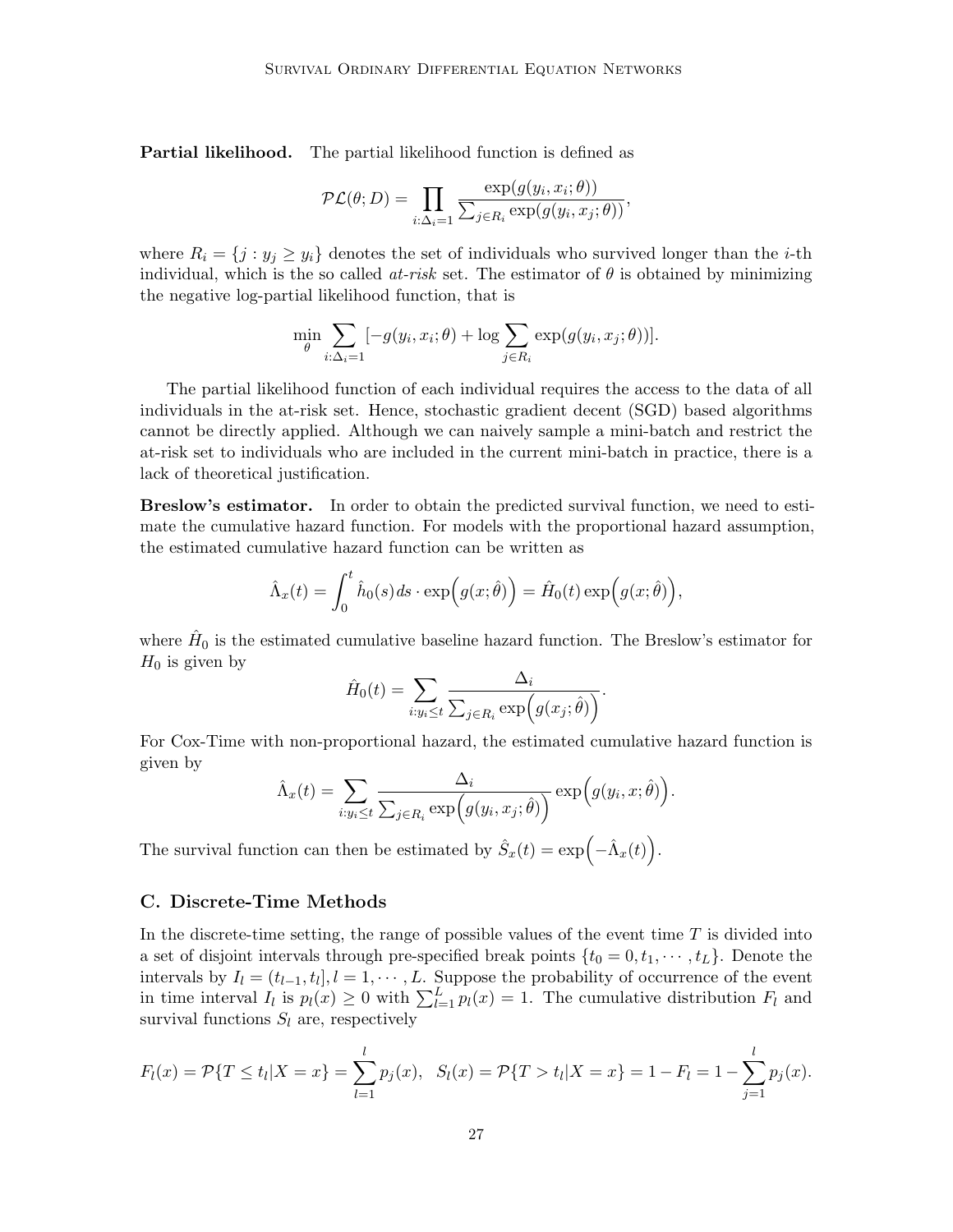**Partial likelihood.** The partial likelihood function is defined as

$$\mathcal{PL}(\theta; D) = \prod_{i:\Delta_i=1} \frac{\exp(g(y_i, x_i; \theta))}{\sum_{j\in R_i} \exp(g(y_i, x_j; \theta))},$$

where $R_i = \{j : y_j \geq y_i\}$ denotes the set of individuals who survived longer than the $i$-th individual, which is the so called *at-risk* set. The estimator of $\theta$ is obtained by minimizing the negative log-partial likelihood function, that is

$$\min_{\theta} \sum_{i:\Delta_i=1} [-g(y_i, x_i; \theta) + \log \sum_{j\in R_i} \exp(g(y_i, x_j; \theta))].$$

The partial likelihood function of each individual requires the access to the data of all individuals in the at-risk set. Hence, stochastic gradient decent (SGD) based algorithms cannot be directly applied. Although we can naively sample a mini-batch and restrict the at-risk set to individuals who are included in the current mini-batch in practice, there is a lack of theoretical justification.

**Breslow's estimator.** In order to obtain the predicted survival function, we need to estimate the cumulative hazard function. For models with the proportional hazard assumption, the estimated cumulative hazard function can be written as

$$\hat{\Lambda}_x(t) = \int_0^t \hat{h}_0(s)\, ds \cdot \exp\Big(g(x; \hat{\theta})\Big) = \hat{H}_0(t) \exp\Big(g(x; \hat{\theta})\Big),$$

where $\hat{H}_0$ is the estimated cumulative baseline hazard function. The Breslow's estimator for $H_0$ is given by

$$\hat{H}_0(t) = \sum_{i:y_i\leq t} \frac{\Delta_i}{\sum_{j\in R_i} \exp\Big(g(x_j; \hat{\theta})\Big)}.$$

For Cox-Time with non-proportional hazard, the estimated cumulative hazard function is given by

$$\hat{\Lambda}_x(t) = \sum_{i:y_i\leq t} \frac{\Delta_i}{\sum_{j\in R_i} \exp\Big(g(y_i, x_j; \hat{\theta})\Big)} \exp\Big(g(y_i, x; \hat{\theta})\Big).$$

The survival function can then be estimated by $\hat{S}_x(t) = \exp\Big(-\hat{\Lambda}_x(t)\Big)$.

### C. Discrete-Time Methods

In the discrete-time setting, the range of possible values of the event time $T$ is divided into a set of disjoint intervals through pre-specified break points $\{t_0 = 0, t_1, \cdots, t_L\}$. Denote the intervals by $I_l = (t_{l-1}, t_l], l = 1, \cdots, L$. Suppose the probability of occurrence of the event in time interval $I_l$ is $p_l(x) \geq 0$ with $\sum_{l=1}^{L} p_l(x) = 1$. The cumulative distribution $F_l$ and survival functions $S_l$ are, respectively

$$F_l(x) = \mathcal{P}\{T \leq t_l | X = x\} = \sum_{l=1}^{l} p_j(x), \quad S_l(x) = \mathcal{P}\{T > t_l | X = x\} = 1 - F_l = 1 - \sum_{j=1}^{l} p_j(x).$$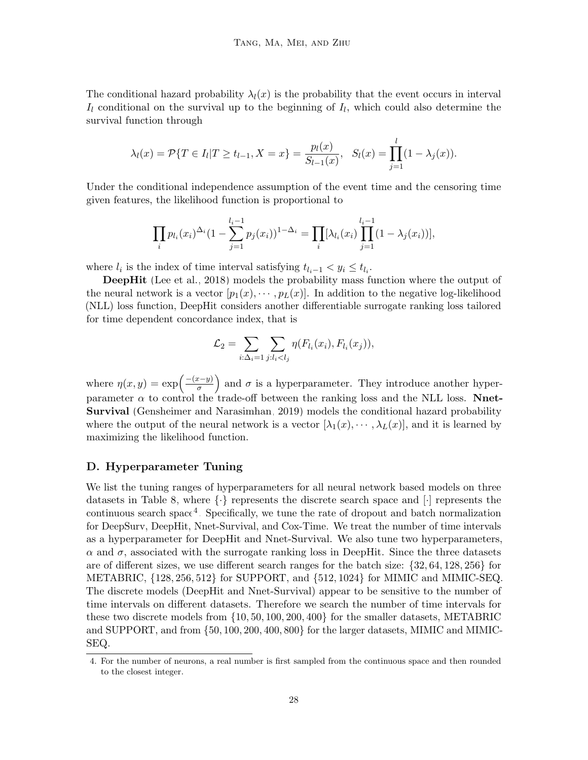The conditional hazard probability $\lambda_l(x)$ is the probability that the event occurs in interval $I_l$ conditional on the survival up to the beginning of $I_l$, which could also determine the survival function through

$$\lambda_l(x) = \mathcal{P}\{T \in I_l | T \geq t_{l-1}, X = x\} = \frac{p_l(x)}{S_{l-1}(x)}, \quad S_l(x) = \prod_{j=1}^{l}(1 - \lambda_j(x)).$$

Under the conditional independence assumption of the event time and the censoring time given features, the likelihood function is proportional to

$$\prod_i p_{l_i}(x_i)^{\Delta_i}(1 - \sum_{j=1}^{l_i-1} p_j(x_i))^{1-\Delta_i} = \prod_i [\lambda_{l_i}(x_i) \prod_{j=1}^{l_i-1}(1 - \lambda_j(x_i))],$$

where $l_i$ is the index of time interval satisfying $t_{l_i-1} < y_i \leq t_{l_i}$.

**DeepHit** (Lee et al., 2018) models the probability mass function where the output of the neural network is a vector $[p_1(x), \cdots, p_L(x)]$. In addition to the negative log-likelihood (NLL) loss function, DeepHit considers another differentiable surrogate ranking loss tailored for time dependent concordance index, that is

$$\mathcal{L}_2 = \sum_{i:\Delta_i=1} \sum_{j:l_i<l_j} \eta(F_{l_i}(x_i), F_{l_i}(x_j)),$$

where $\eta(x, y) = \exp\left(\frac{-(x-y)}{\sigma}\right)$ and $\sigma$ is a hyperparameter. They introduce another hyperparameter $\alpha$ to control the trade-off between the ranking loss and the NLL loss. **Nnet-Survival** (Gensheimer and Narasimhan, 2019) models the conditional hazard probability where the output of the neural network is a vector $[\lambda_1(x), \cdots, \lambda_L(x)]$, and it is learned by maximizing the likelihood function.

## D. Hyperparameter Tuning

We list the tuning ranges of hyperparameters for all neural network based models on three datasets in Table 8, where $\{\cdot\}$ represents the discrete search space and $[\cdot]$ represents the continuous search space[4]. Specifically, we tune the rate of dropout and batch normalization for DeepSurv, DeepHit, Nnet-Survival, and Cox-Time. We treat the number of time intervals as a hyperparameter for DeepHit and Nnet-Survival. We also tune two hyperparameters, $\alpha$ and $\sigma$, associated with the surrogate ranking loss in DeepHit. Since the three datasets are of different sizes, we use different search ranges for the batch size: $\{32, 64, 128, 256\}$ for METABRIC, $\{128, 256, 512\}$ for SUPPORT, and $\{512, 1024\}$ for MIMIC and MIMIC-SEQ. The discrete models (DeepHit and Nnet-Survival) appear to be sensitive to the number of time intervals on different datasets. Therefore we search the number of time intervals for these two discrete models from $\{10, 50, 100, 200, 400\}$ for the smaller datasets, METABRIC and SUPPORT, and from $\{50, 100, 200, 400, 800\}$ for the larger datasets, MIMIC and MIMIC-SEQ.

4. For the number of neurons, a real number is first sampled from the continuous space and then rounded to the closest integer.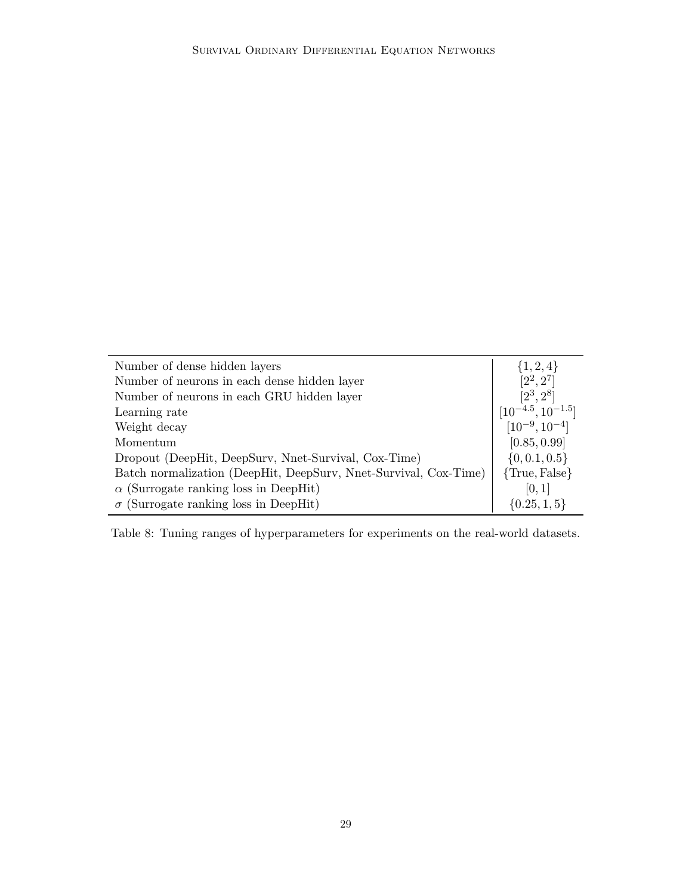| | |
|---|---|
| Number of dense hidden layers | $\{1, 2, 4\}$ |
| Number of neurons in each dense hidden layer | $[2^2, 2^7]$ |
| Number of neurons in each GRU hidden layer | $[2^3, 2^8]$ |
| Learning rate | $[10^{-4.5}, 10^{-1.5}]$ |
| Weight decay | $[10^{-9}, 10^{-4}]$ |
| Momentum | $[0.85, 0.99]$ |
| Dropout (DeepHit, DeepSurv, Nnet-Survival, Cox-Time) | $\{0, 0.1, 0.5\}$ |
| Batch normalization (DeepHit, DeepSurv, Nnet-Survival, Cox-Time) | $\{\text{True}, \text{False}\}$ |
| $\alpha$ (Surrogate ranking loss in DeepHit) | $[0, 1]$ |
| $\sigma$ (Surrogate ranking loss in DeepHit) | $\{0.25, 1, 5\}$ |

Table 8: Tuning ranges of hyperparameters for experiments on the real-world datasets.